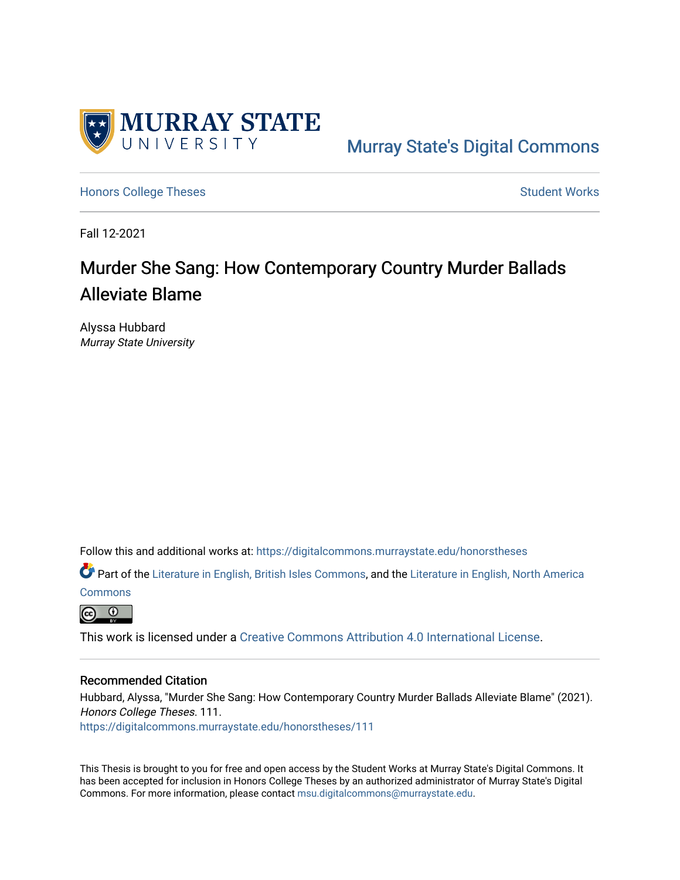Murray State's Digital Commons

Honors College Theses

Student Works

Fall 12-2021

# Murder She Sang: How Contemporary Country Murder Ballads Alleviate Blame

Alyssa Hubbard
*Murray State University*

Follow this and additional works at: https://digitalcommons.murraystate.edu/honorstheses

Part of the Literature in English, British Isles Commons, and the Literature in English, North America Commons

This work is licensed under a Creative Commons Attribution 4.0 International License.

## Recommended Citation

Hubbard, Alyssa, "Murder She Sang: How Contemporary Country Murder Ballads Alleviate Blame" (2021). *Honors College Theses*. 111.
https://digitalcommons.murraystate.edu/honorstheses/111

This Thesis is brought to you for free and open access by the Student Works at Murray State's Digital Commons. It has been accepted for inclusion in Honors College Theses by an authorized administrator of Murray State's Digital Commons. For more information, please contact msu.digitalcommons@murraystate.edu.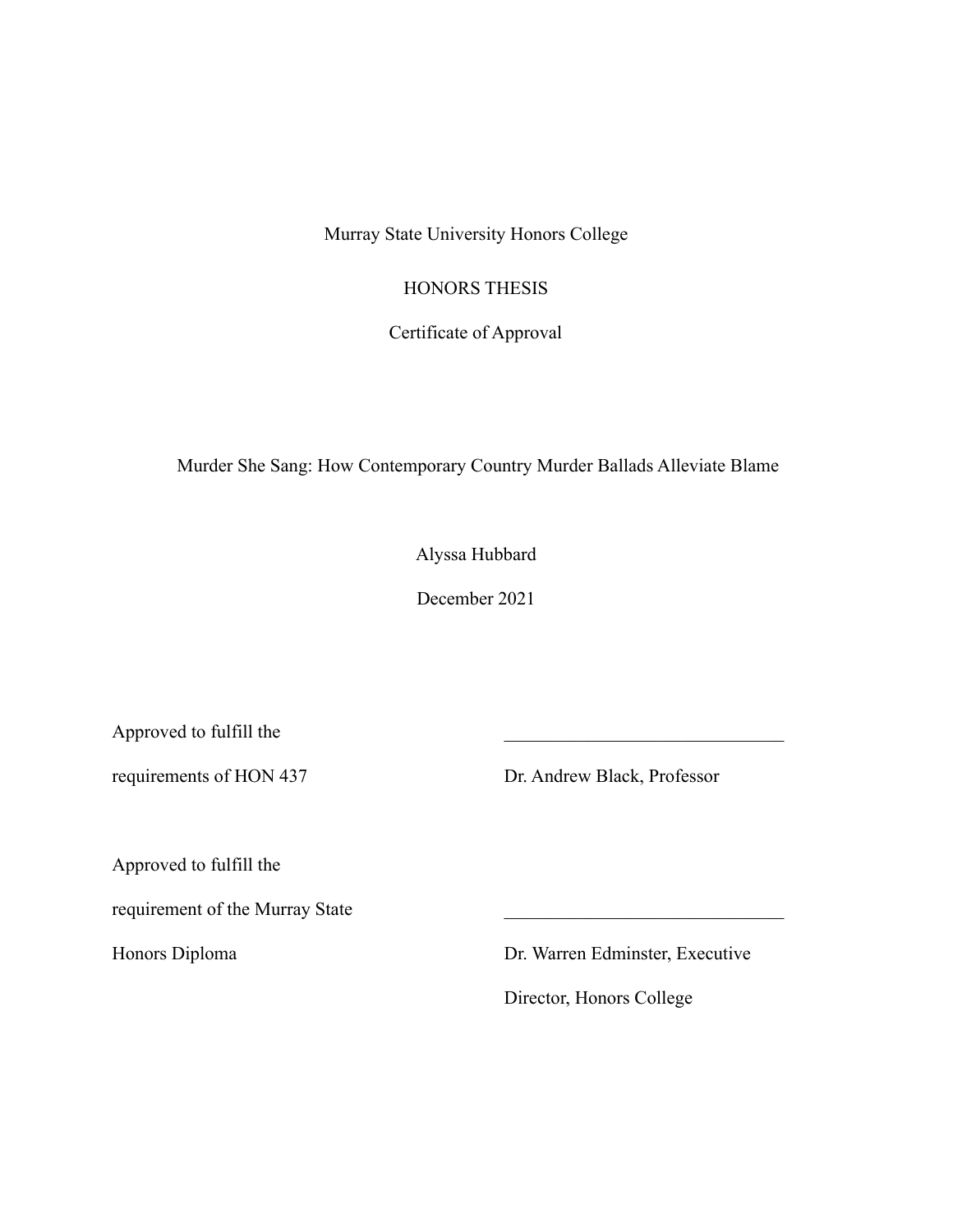Murray State University Honors College

HONORS THESIS

Certificate of Approval

Murder She Sang: How Contemporary Country Murder Ballads Alleviate Blame

Alyssa Hubbard

December 2021

| | |
|---|---|
| Approved to fulfill the requirements of HON 437 | ______________________________ Dr. Andrew Black, Professor |
| Approved to fulfill the requirement of the Murray State Honors Diploma | ______________________________ Dr. Warren Edminster, Executive Director, Honors College |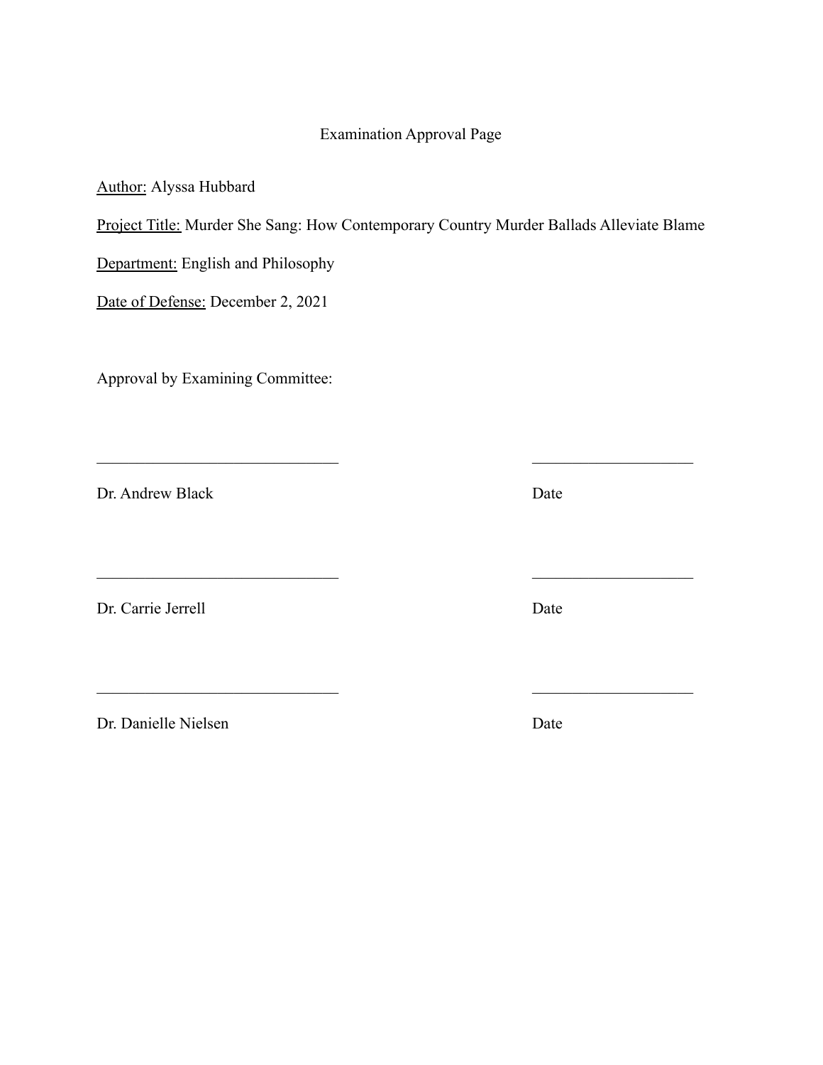Examination Approval Page

<u>Author:</u> Alyssa Hubbard

<u>Project Title:</u> Murder She Sang: How Contemporary Country Murder Ballads Alleviate Blame

<u>Department:</u> English and Philosophy

<u>Date of Defense:</u> December 2, 2021

Approval by Examining Committee:

______________________________ ____________________

Dr. Andrew Black Date

______________________________ ____________________

Dr. Carrie Jerrell Date

______________________________ ____________________

Dr. Danielle Nielsen Date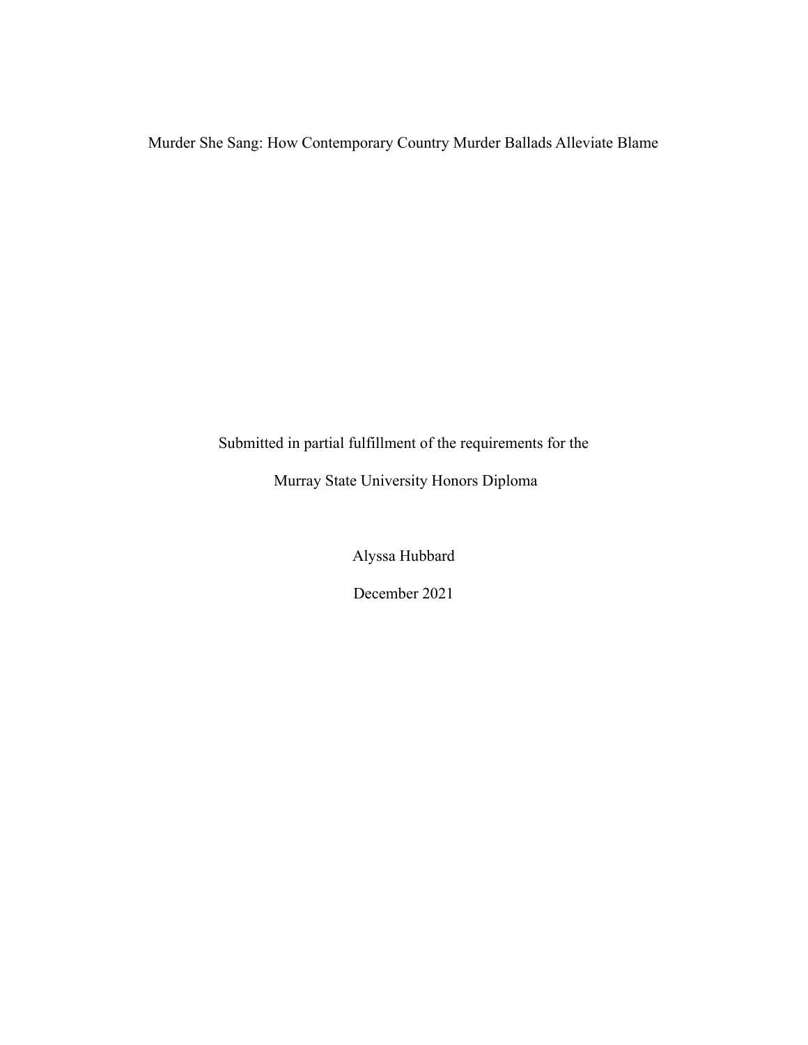Murder She Sang: How Contemporary Country Murder Ballads Alleviate Blame

Submitted in partial fulfillment of the requirements for the

Murray State University Honors Diploma

Alyssa Hubbard

December 2021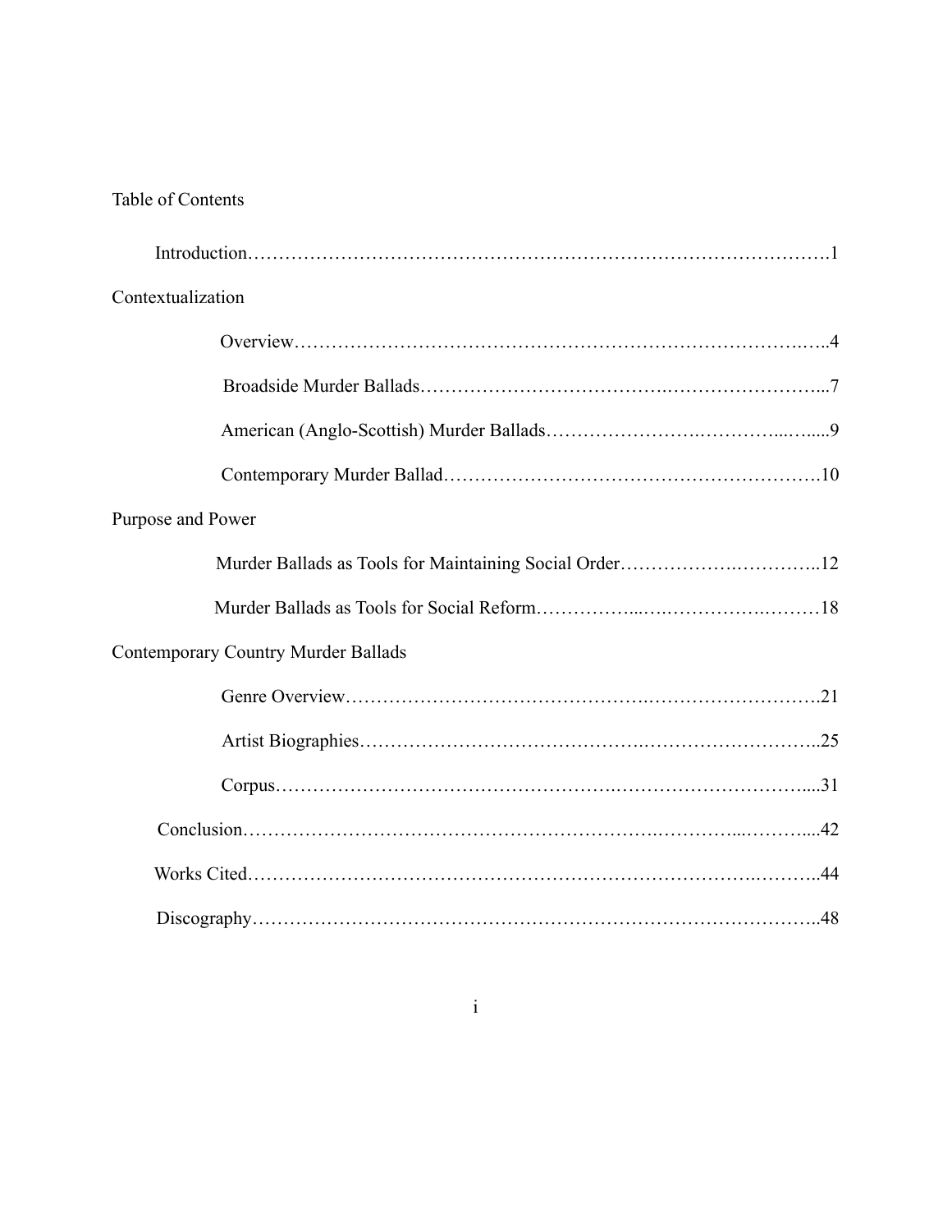# Table of Contents

Introduction……………………………………………………………………………….1

Contextualization

- Overview………………………………………………………………………..4
- Broadside Murder Ballads………………………………………………………...7
- American (Anglo-Scottish) Murder Ballads…………………………………......9
- Contemporary Murder Ballad…………………………………………………….10

Purpose and Power

- Murder Ballads as Tools for Maintaining Social Order…………………………..12
- Murder Ballads as Tools for Social Reform………………………………………18

Contemporary Country Murder Ballads

- Genre Overview………………………………………………………………….21
- Artist Biographies………………………………………………………………..25
- Corpus…………………………………………………………………………....31

Conclusion……………………………………………………………………………....42

Works Cited……………………………………………………………………………..44

Discography……………………………………………………………………………..48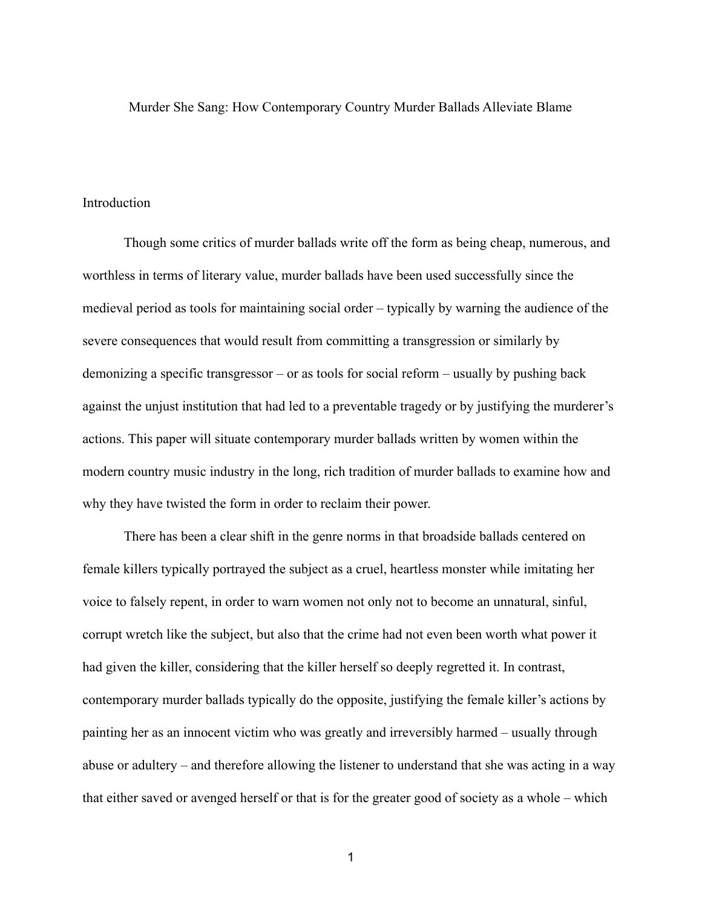# Murder She Sang: How Contemporary Country Murder Ballads Alleviate Blame

## Introduction

Though some critics of murder ballads write off the form as being cheap, numerous, and worthless in terms of literary value, murder ballads have been used successfully since the medieval period as tools for maintaining social order – typically by warning the audience of the severe consequences that would result from committing a transgression or similarly by demonizing a specific transgressor – or as tools for social reform – usually by pushing back against the unjust institution that had led to a preventable tragedy or by justifying the murderer's actions. This paper will situate contemporary murder ballads written by women within the modern country music industry in the long, rich tradition of murder ballads to examine how and why they have twisted the form in order to reclaim their power.

There has been a clear shift in the genre norms in that broadside ballads centered on female killers typically portrayed the subject as a cruel, heartless monster while imitating her voice to falsely repent, in order to warn women not only not to become an unnatural, sinful, corrupt wretch like the subject, but also that the crime had not even been worth what power it had given the killer, considering that the killer herself so deeply regretted it. In contrast, contemporary murder ballads typically do the opposite, justifying the female killer's actions by painting her as an innocent victim who was greatly and irreversibly harmed – usually through abuse or adultery – and therefore allowing the listener to understand that she was acting in a way that either saved or avenged herself or that is for the greater good of society as a whole – which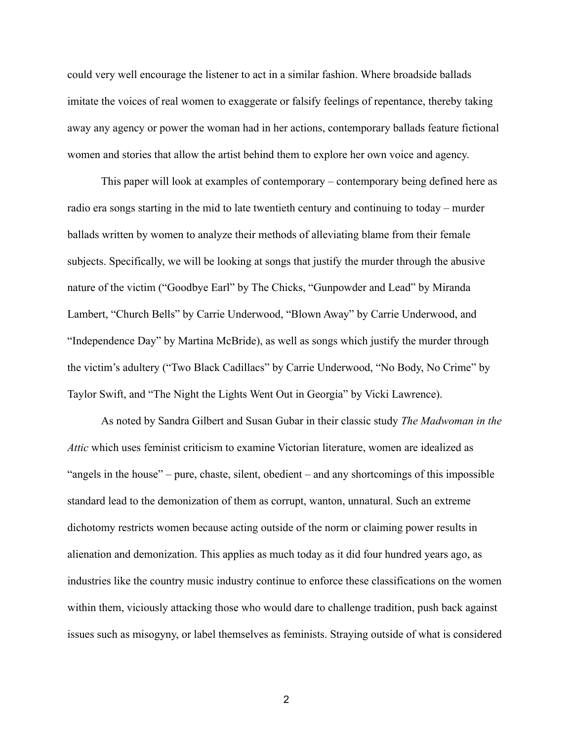could very well encourage the listener to act in a similar fashion. Where broadside ballads imitate the voices of real women to exaggerate or falsify feelings of repentance, thereby taking away any agency or power the woman had in her actions, contemporary ballads feature fictional women and stories that allow the artist behind them to explore her own voice and agency.

This paper will look at examples of contemporary – contemporary being defined here as radio era songs starting in the mid to late twentieth century and continuing to today – murder ballads written by women to analyze their methods of alleviating blame from their female subjects. Specifically, we will be looking at songs that justify the murder through the abusive nature of the victim ("Goodbye Earl" by The Chicks, "Gunpowder and Lead" by Miranda Lambert, "Church Bells" by Carrie Underwood, "Blown Away" by Carrie Underwood, and "Independence Day" by Martina McBride), as well as songs which justify the murder through the victim's adultery ("Two Black Cadillacs" by Carrie Underwood, "No Body, No Crime" by Taylor Swift, and "The Night the Lights Went Out in Georgia" by Vicki Lawrence).

As noted by Sandra Gilbert and Susan Gubar in their classic study *The Madwoman in the Attic* which uses feminist criticism to examine Victorian literature, women are idealized as "angels in the house" – pure, chaste, silent, obedient – and any shortcomings of this impossible standard lead to the demonization of them as corrupt, wanton, unnatural. Such an extreme dichotomy restricts women because acting outside of the norm or claiming power results in alienation and demonization. This applies as much today as it did four hundred years ago, as industries like the country music industry continue to enforce these classifications on the women within them, viciously attacking those who would dare to challenge tradition, push back against issues such as misogyny, or label themselves as feminists. Straying outside of what is considered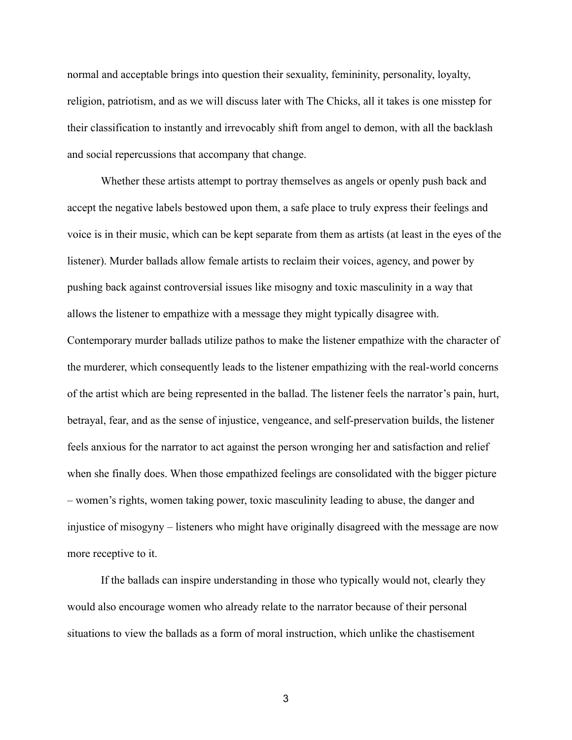normal and acceptable brings into question their sexuality, femininity, personality, loyalty, religion, patriotism, and as we will discuss later with The Chicks, all it takes is one misstep for their classification to instantly and irrevocably shift from angel to demon, with all the backlash and social repercussions that accompany that change.

Whether these artists attempt to portray themselves as angels or openly push back and accept the negative labels bestowed upon them, a safe place to truly express their feelings and voice is in their music, which can be kept separate from them as artists (at least in the eyes of the listener). Murder ballads allow female artists to reclaim their voices, agency, and power by pushing back against controversial issues like misogny and toxic masculinity in a way that allows the listener to empathize with a message they might typically disagree with. Contemporary murder ballads utilize pathos to make the listener empathize with the character of the murderer, which consequently leads to the listener empathizing with the real-world concerns of the artist which are being represented in the ballad. The listener feels the narrator's pain, hurt, betrayal, fear, and as the sense of injustice, vengeance, and self-preservation builds, the listener feels anxious for the narrator to act against the person wronging her and satisfaction and relief when she finally does. When those empathized feelings are consolidated with the bigger picture – women's rights, women taking power, toxic masculinity leading to abuse, the danger and injustice of misogyny – listeners who might have originally disagreed with the message are now more receptive to it.

If the ballads can inspire understanding in those who typically would not, clearly they would also encourage women who already relate to the narrator because of their personal situations to view the ballads as a form of moral instruction, which unlike the chastisement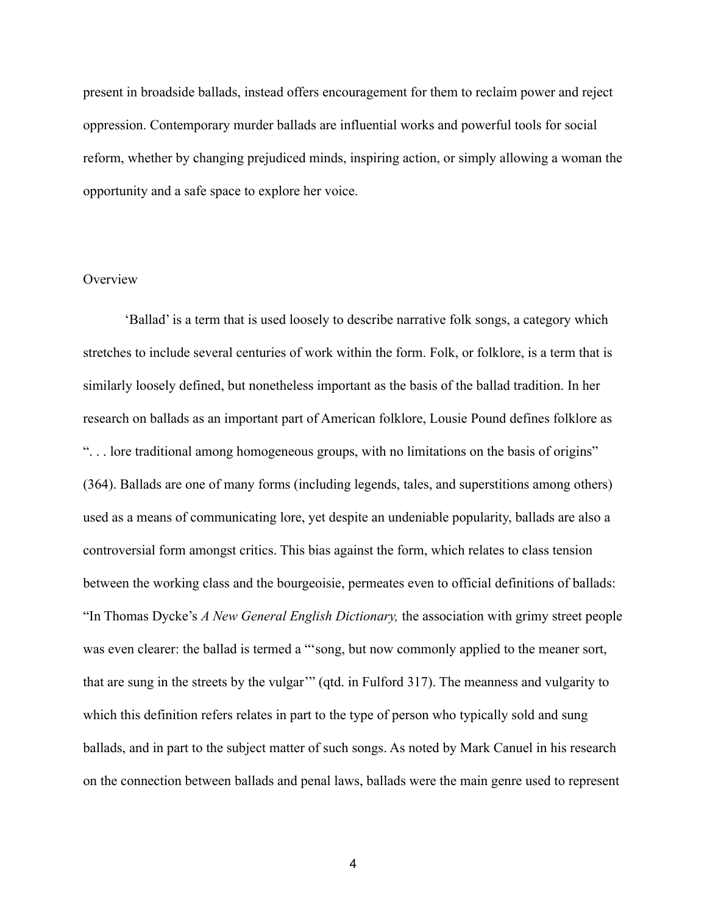present in broadside ballads, instead offers encouragement for them to reclaim power and reject oppression. Contemporary murder ballads are influential works and powerful tools for social reform, whether by changing prejudiced minds, inspiring action, or simply allowing a woman the opportunity and a safe space to explore her voice.

## Overview

'Ballad' is a term that is used loosely to describe narrative folk songs, a category which stretches to include several centuries of work within the form. Folk, or folklore, is a term that is similarly loosely defined, but nonetheless important as the basis of the ballad tradition. In her research on ballads as an important part of American folklore, Lousie Pound defines folklore as ". . . lore traditional among homogeneous groups, with no limitations on the basis of origins" (364). Ballads are one of many forms (including legends, tales, and superstitions among others) used as a means of communicating lore, yet despite an undeniable popularity, ballads are also a controversial form amongst critics. This bias against the form, which relates to class tension between the working class and the bourgeoisie, permeates even to official definitions of ballads: "In Thomas Dycke's *A New General English Dictionary,* the association with grimy street people was even clearer: the ballad is termed a "'song, but now commonly applied to the meaner sort, that are sung in the streets by the vulgar'" (qtd. in Fulford 317). The meanness and vulgarity to which this definition refers relates in part to the type of person who typically sold and sung ballads, and in part to the subject matter of such songs. As noted by Mark Canuel in his research on the connection between ballads and penal laws, ballads were the main genre used to represent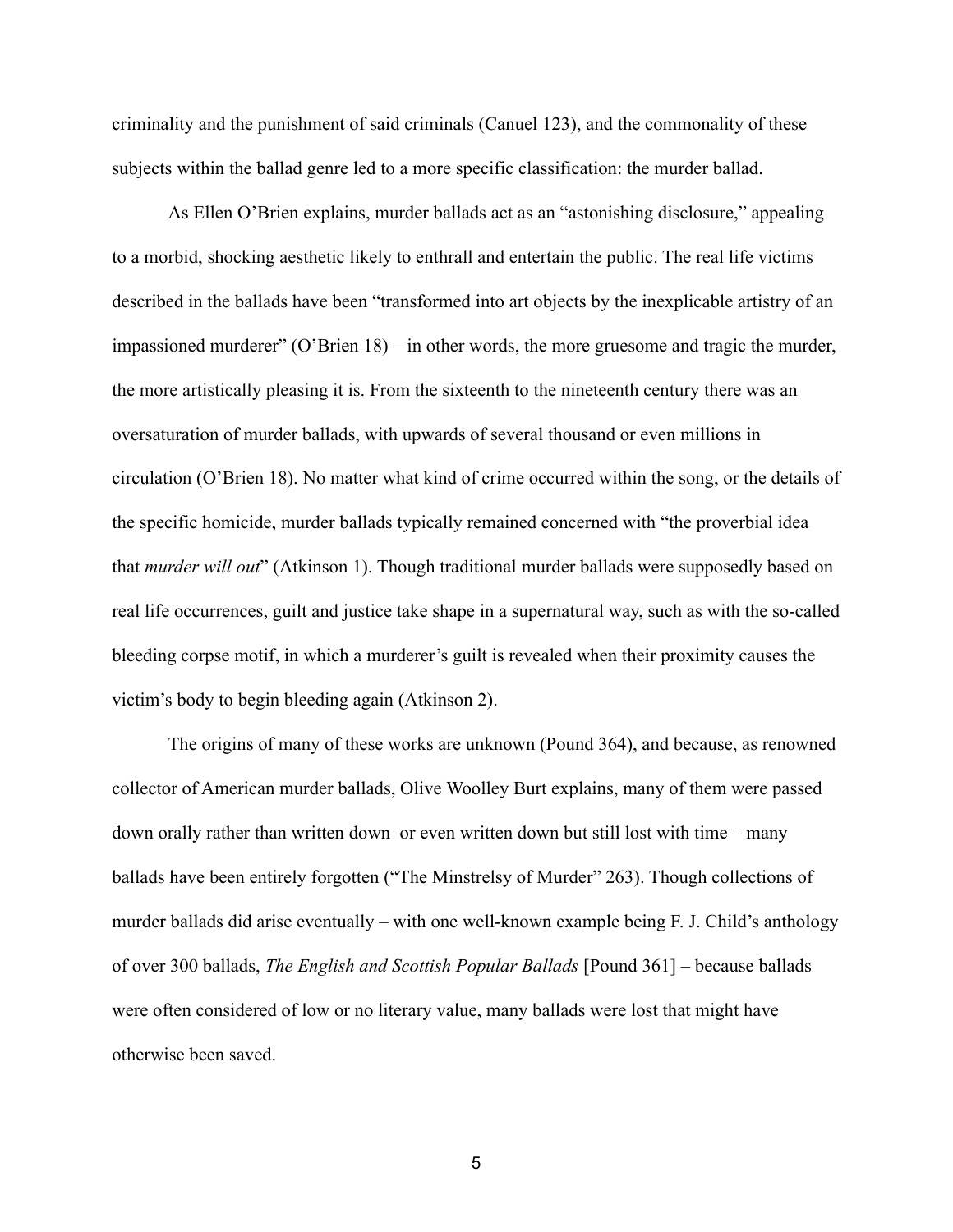criminality and the punishment of said criminals (Canuel 123), and the commonality of these subjects within the ballad genre led to a more specific classification: the murder ballad.

As Ellen O'Brien explains, murder ballads act as an "astonishing disclosure," appealing to a morbid, shocking aesthetic likely to enthrall and entertain the public. The real life victims described in the ballads have been "transformed into art objects by the inexplicable artistry of an impassioned murderer" (O'Brien 18) – in other words, the more gruesome and tragic the murder, the more artistically pleasing it is. From the sixteenth to the nineteenth century there was an oversaturation of murder ballads, with upwards of several thousand or even millions in circulation (O'Brien 18). No matter what kind of crime occurred within the song, or the details of the specific homicide, murder ballads typically remained concerned with "the proverbial idea that *murder will out*" (Atkinson 1). Though traditional murder ballads were supposedly based on real life occurrences, guilt and justice take shape in a supernatural way, such as with the so-called bleeding corpse motif, in which a murderer's guilt is revealed when their proximity causes the victim's body to begin bleeding again (Atkinson 2).

The origins of many of these works are unknown (Pound 364), and because, as renowned collector of American murder ballads, Olive Woolley Burt explains, many of them were passed down orally rather than written down–or even written down but still lost with time – many ballads have been entirely forgotten ("The Minstrelsy of Murder" 263). Though collections of murder ballads did arise eventually – with one well-known example being F. J. Child's anthology of over 300 ballads, *The English and Scottish Popular Ballads* [Pound 361] – because ballads were often considered of low or no literary value, many ballads were lost that might have otherwise been saved.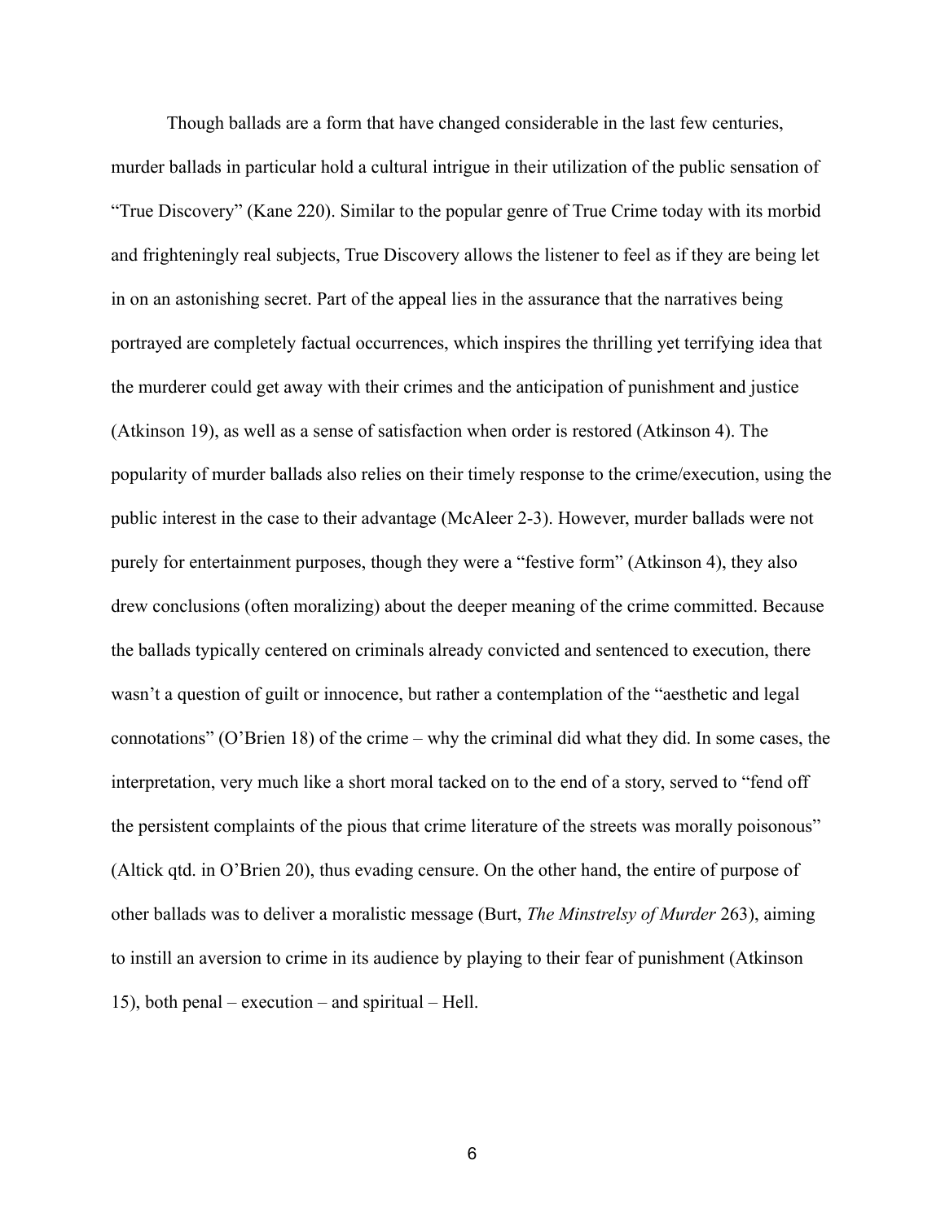Though ballads are a form that have changed considerable in the last few centuries, murder ballads in particular hold a cultural intrigue in their utilization of the public sensation of "True Discovery" (Kane 220). Similar to the popular genre of True Crime today with its morbid and frighteningly real subjects, True Discovery allows the listener to feel as if they are being let in on an astonishing secret. Part of the appeal lies in the assurance that the narratives being portrayed are completely factual occurrences, which inspires the thrilling yet terrifying idea that the murderer could get away with their crimes and the anticipation of punishment and justice (Atkinson 19), as well as a sense of satisfaction when order is restored (Atkinson 4). The popularity of murder ballads also relies on their timely response to the crime/execution, using the public interest in the case to their advantage (McAleer 2-3). However, murder ballads were not purely for entertainment purposes, though they were a "festive form" (Atkinson 4), they also drew conclusions (often moralizing) about the deeper meaning of the crime committed. Because the ballads typically centered on criminals already convicted and sentenced to execution, there wasn't a question of guilt or innocence, but rather a contemplation of the "aesthetic and legal connotations" (O'Brien 18) of the crime – why the criminal did what they did. In some cases, the interpretation, very much like a short moral tacked on to the end of a story, served to "fend off the persistent complaints of the pious that crime literature of the streets was morally poisonous" (Altick qtd. in O'Brien 20), thus evading censure. On the other hand, the entire of purpose of other ballads was to deliver a moralistic message (Burt, *The Minstrelsy of Murder* 263), aiming to instill an aversion to crime in its audience by playing to their fear of punishment (Atkinson 15), both penal – execution – and spiritual – Hell.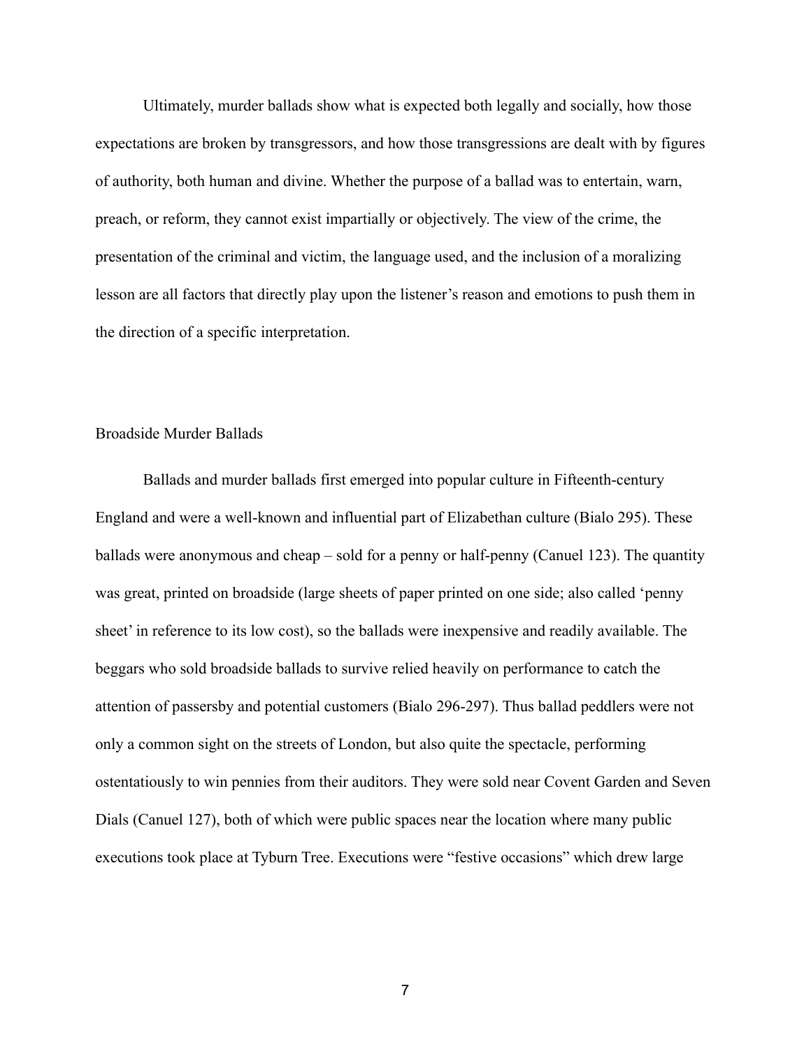Ultimately, murder ballads show what is expected both legally and socially, how those expectations are broken by transgressors, and how those transgressions are dealt with by figures of authority, both human and divine. Whether the purpose of a ballad was to entertain, warn, preach, or reform, they cannot exist impartially or objectively. The view of the crime, the presentation of the criminal and victim, the language used, and the inclusion of a moralizing lesson are all factors that directly play upon the listener's reason and emotions to push them in the direction of a specific interpretation.

## Broadside Murder Ballads

Ballads and murder ballads first emerged into popular culture in Fifteenth-century England and were a well-known and influential part of Elizabethan culture (Bialo 295). These ballads were anonymous and cheap – sold for a penny or half-penny (Canuel 123). The quantity was great, printed on broadside (large sheets of paper printed on one side; also called 'penny sheet' in reference to its low cost), so the ballads were inexpensive and readily available. The beggars who sold broadside ballads to survive relied heavily on performance to catch the attention of passersby and potential customers (Bialo 296-297). Thus ballad peddlers were not only a common sight on the streets of London, but also quite the spectacle, performing ostentatiously to win pennies from their auditors. They were sold near Covent Garden and Seven Dials (Canuel 127), both of which were public spaces near the location where many public executions took place at Tyburn Tree. Executions were "festive occasions" which drew large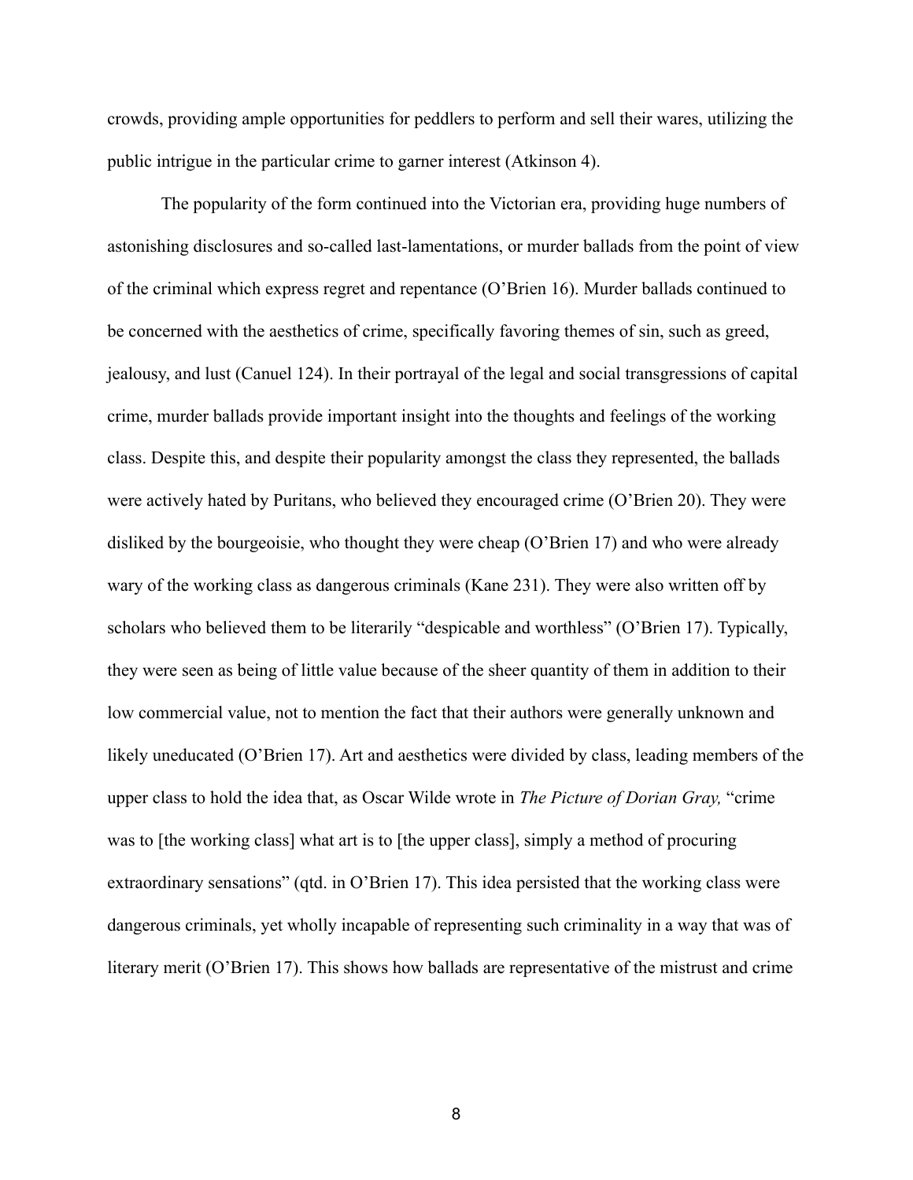crowds, providing ample opportunities for peddlers to perform and sell their wares, utilizing the public intrigue in the particular crime to garner interest (Atkinson 4).

The popularity of the form continued into the Victorian era, providing huge numbers of astonishing disclosures and so-called last-lamentations, or murder ballads from the point of view of the criminal which express regret and repentance (O'Brien 16). Murder ballads continued to be concerned with the aesthetics of crime, specifically favoring themes of sin, such as greed, jealousy, and lust (Canuel 124). In their portrayal of the legal and social transgressions of capital crime, murder ballads provide important insight into the thoughts and feelings of the working class. Despite this, and despite their popularity amongst the class they represented, the ballads were actively hated by Puritans, who believed they encouraged crime (O'Brien 20). They were disliked by the bourgeoisie, who thought they were cheap (O'Brien 17) and who were already wary of the working class as dangerous criminals (Kane 231). They were also written off by scholars who believed them to be literarily "despicable and worthless" (O'Brien 17). Typically, they were seen as being of little value because of the sheer quantity of them in addition to their low commercial value, not to mention the fact that their authors were generally unknown and likely uneducated (O'Brien 17). Art and aesthetics were divided by class, leading members of the upper class to hold the idea that, as Oscar Wilde wrote in *The Picture of Dorian Gray,* "crime was to [the working class] what art is to [the upper class], simply a method of procuring extraordinary sensations" (qtd. in O'Brien 17). This idea persisted that the working class were dangerous criminals, yet wholly incapable of representing such criminality in a way that was of literary merit (O'Brien 17). This shows how ballads are representative of the mistrust and crime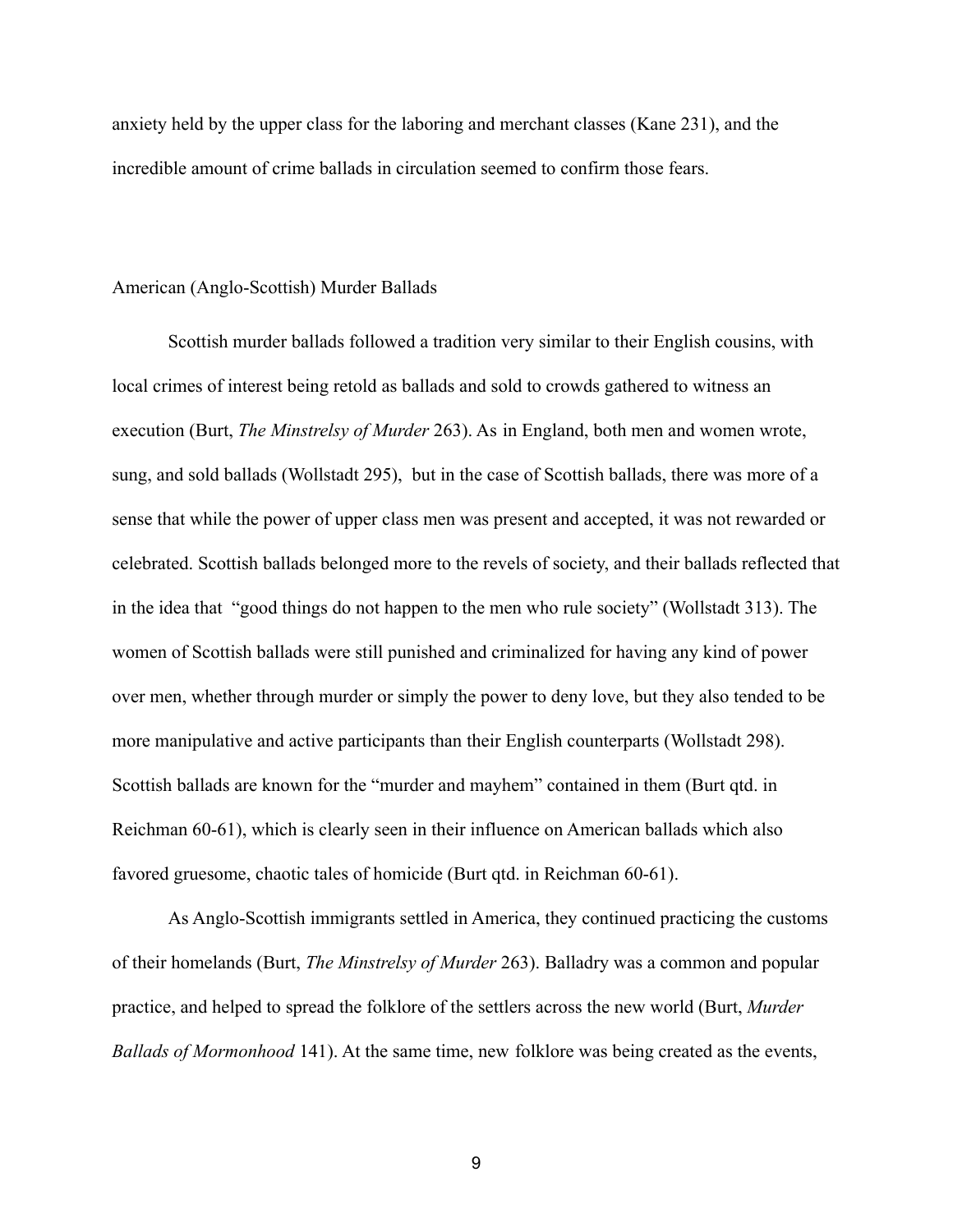anxiety held by the upper class for the laboring and merchant classes (Kane 231), and the incredible amount of crime ballads in circulation seemed to confirm those fears.

## American (Anglo-Scottish) Murder Ballads

Scottish murder ballads followed a tradition very similar to their English cousins, with local crimes of interest being retold as ballads and sold to crowds gathered to witness an execution (Burt, *The Minstrelsy of Murder* 263). As in England, both men and women wrote, sung, and sold ballads (Wollstadt 295), but in the case of Scottish ballads, there was more of a sense that while the power of upper class men was present and accepted, it was not rewarded or celebrated. Scottish ballads belonged more to the revels of society, and their ballads reflected that in the idea that "good things do not happen to the men who rule society" (Wollstadt 313). The women of Scottish ballads were still punished and criminalized for having any kind of power over men, whether through murder or simply the power to deny love, but they also tended to be more manipulative and active participants than their English counterparts (Wollstadt 298). Scottish ballads are known for the "murder and mayhem" contained in them (Burt qtd. in Reichman 60-61), which is clearly seen in their influence on American ballads which also favored gruesome, chaotic tales of homicide (Burt qtd. in Reichman 60-61).

As Anglo-Scottish immigrants settled in America, they continued practicing the customs of their homelands (Burt, *The Minstrelsy of Murder* 263). Balladry was a common and popular practice, and helped to spread the folklore of the settlers across the new world (Burt, *Murder Ballads of Mormonhood* 141). At the same time, new folklore was being created as the events,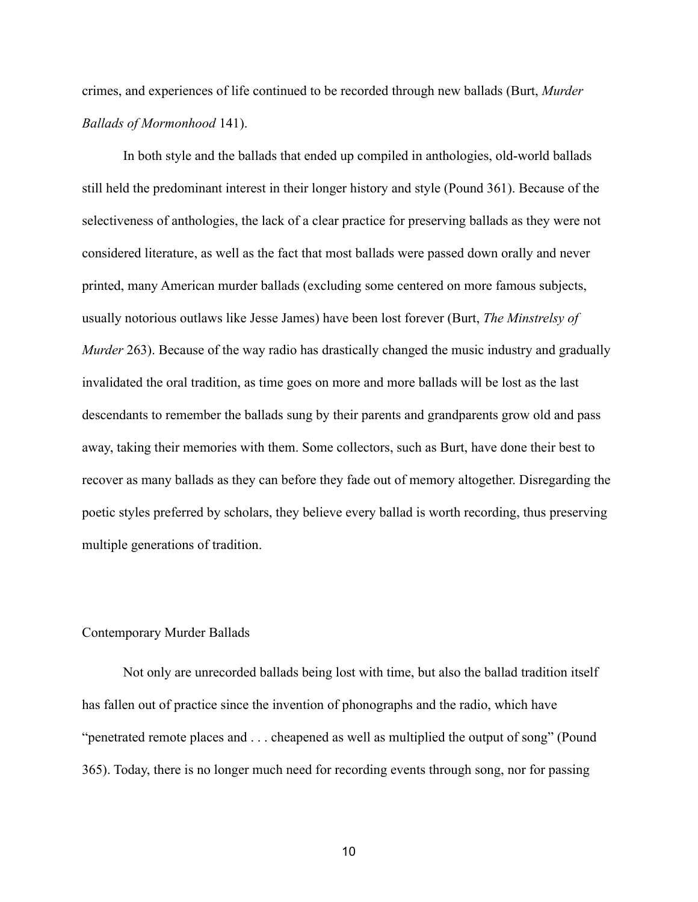crimes, and experiences of life continued to be recorded through new ballads (Burt, *Murder Ballads of Mormonhood* 141).

In both style and the ballads that ended up compiled in anthologies, old-world ballads still held the predominant interest in their longer history and style (Pound 361). Because of the selectiveness of anthologies, the lack of a clear practice for preserving ballads as they were not considered literature, as well as the fact that most ballads were passed down orally and never printed, many American murder ballads (excluding some centered on more famous subjects, usually notorious outlaws like Jesse James) have been lost forever (Burt, *The Minstrelsy of Murder* 263). Because of the way radio has drastically changed the music industry and gradually invalidated the oral tradition, as time goes on more and more ballads will be lost as the last descendants to remember the ballads sung by their parents and grandparents grow old and pass away, taking their memories with them. Some collectors, such as Burt, have done their best to recover as many ballads as they can before they fade out of memory altogether. Disregarding the poetic styles preferred by scholars, they believe every ballad is worth recording, thus preserving multiple generations of tradition.

## Contemporary Murder Ballads

Not only are unrecorded ballads being lost with time, but also the ballad tradition itself has fallen out of practice since the invention of phonographs and the radio, which have "penetrated remote places and . . . cheapened as well as multiplied the output of song" (Pound 365). Today, there is no longer much need for recording events through song, nor for passing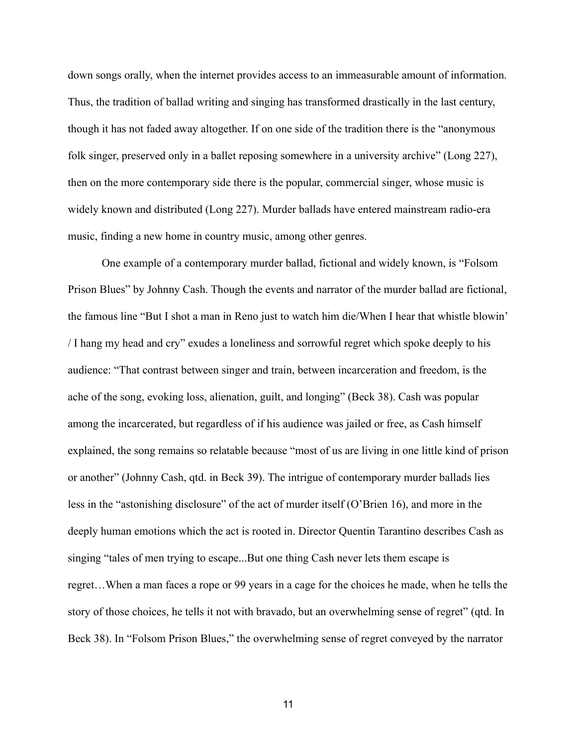down songs orally, when the internet provides access to an immeasurable amount of information. Thus, the tradition of ballad writing and singing has transformed drastically in the last century, though it has not faded away altogether. If on one side of the tradition there is the "anonymous folk singer, preserved only in a ballet reposing somewhere in a university archive" (Long 227), then on the more contemporary side there is the popular, commercial singer, whose music is widely known and distributed (Long 227). Murder ballads have entered mainstream radio-era music, finding a new home in country music, among other genres.

One example of a contemporary murder ballad, fictional and widely known, is "Folsom Prison Blues" by Johnny Cash. Though the events and narrator of the murder ballad are fictional, the famous line "But I shot a man in Reno just to watch him die/When I hear that whistle blowin' / I hang my head and cry" exudes a loneliness and sorrowful regret which spoke deeply to his audience: "That contrast between singer and train, between incarceration and freedom, is the ache of the song, evoking loss, alienation, guilt, and longing" (Beck 38). Cash was popular among the incarcerated, but regardless of if his audience was jailed or free, as Cash himself explained, the song remains so relatable because "most of us are living in one little kind of prison or another" (Johnny Cash, qtd. in Beck 39). The intrigue of contemporary murder ballads lies less in the "astonishing disclosure" of the act of murder itself (O'Brien 16), and more in the deeply human emotions which the act is rooted in. Director Quentin Tarantino describes Cash as singing "tales of men trying to escape...But one thing Cash never lets them escape is regret…When a man faces a rope or 99 years in a cage for the choices he made, when he tells the story of those choices, he tells it not with bravado, but an overwhelming sense of regret" (qtd. In Beck 38). In "Folsom Prison Blues," the overwhelming sense of regret conveyed by the narrator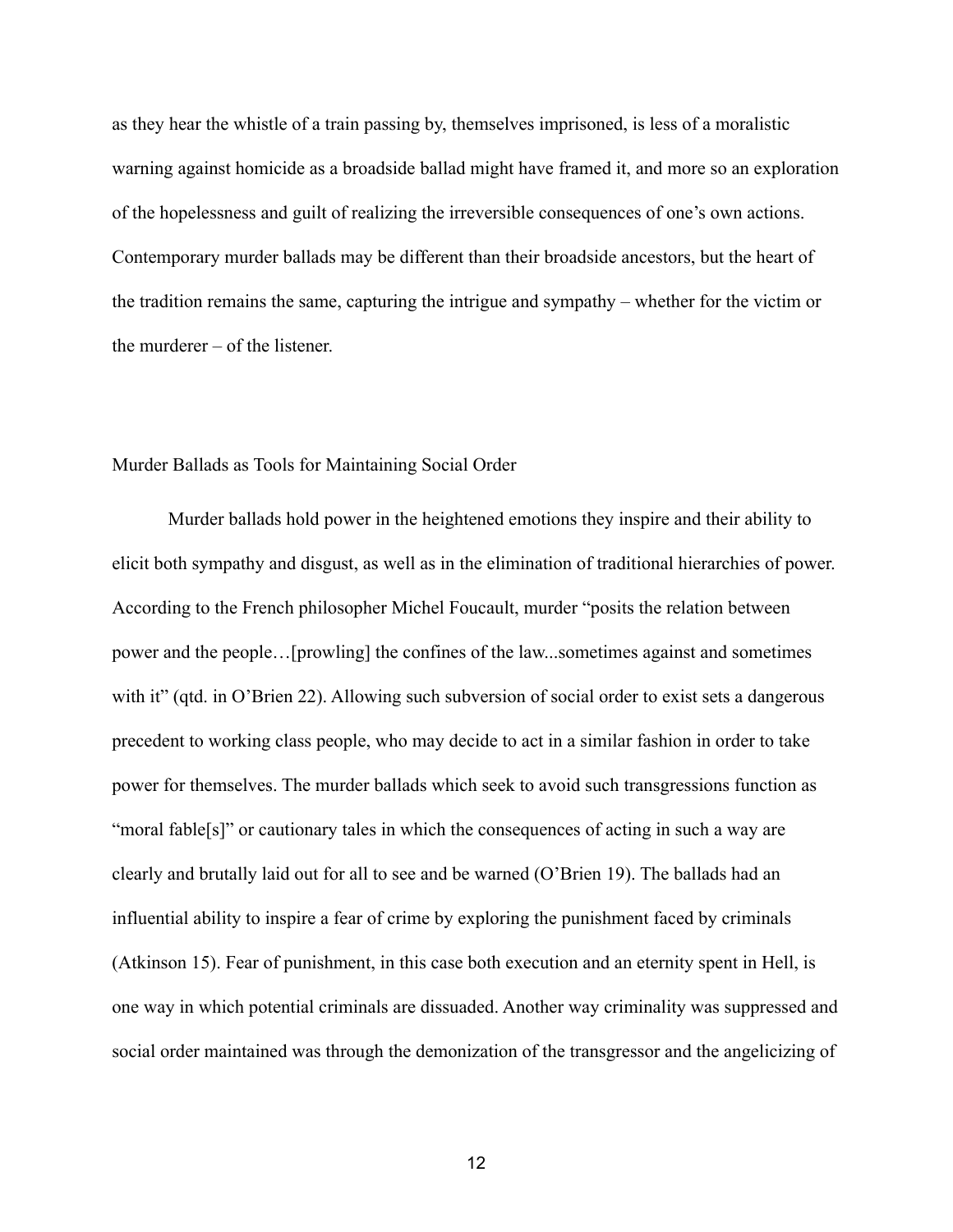as they hear the whistle of a train passing by, themselves imprisoned, is less of a moralistic warning against homicide as a broadside ballad might have framed it, and more so an exploration of the hopelessness and guilt of realizing the irreversible consequences of one's own actions. Contemporary murder ballads may be different than their broadside ancestors, but the heart of the tradition remains the same, capturing the intrigue and sympathy – whether for the victim or the murderer – of the listener.

## Murder Ballads as Tools for Maintaining Social Order

Murder ballads hold power in the heightened emotions they inspire and their ability to elicit both sympathy and disgust, as well as in the elimination of traditional hierarchies of power. According to the French philosopher Michel Foucault, murder "posits the relation between power and the people…[prowling] the confines of the law...sometimes against and sometimes with it" (qtd. in O'Brien 22). Allowing such subversion of social order to exist sets a dangerous precedent to working class people, who may decide to act in a similar fashion in order to take power for themselves. The murder ballads which seek to avoid such transgressions function as "moral fable[s]" or cautionary tales in which the consequences of acting in such a way are clearly and brutally laid out for all to see and be warned (O'Brien 19). The ballads had an influential ability to inspire a fear of crime by exploring the punishment faced by criminals (Atkinson 15). Fear of punishment, in this case both execution and an eternity spent in Hell, is one way in which potential criminals are dissuaded. Another way criminality was suppressed and social order maintained was through the demonization of the transgressor and the angelicizing of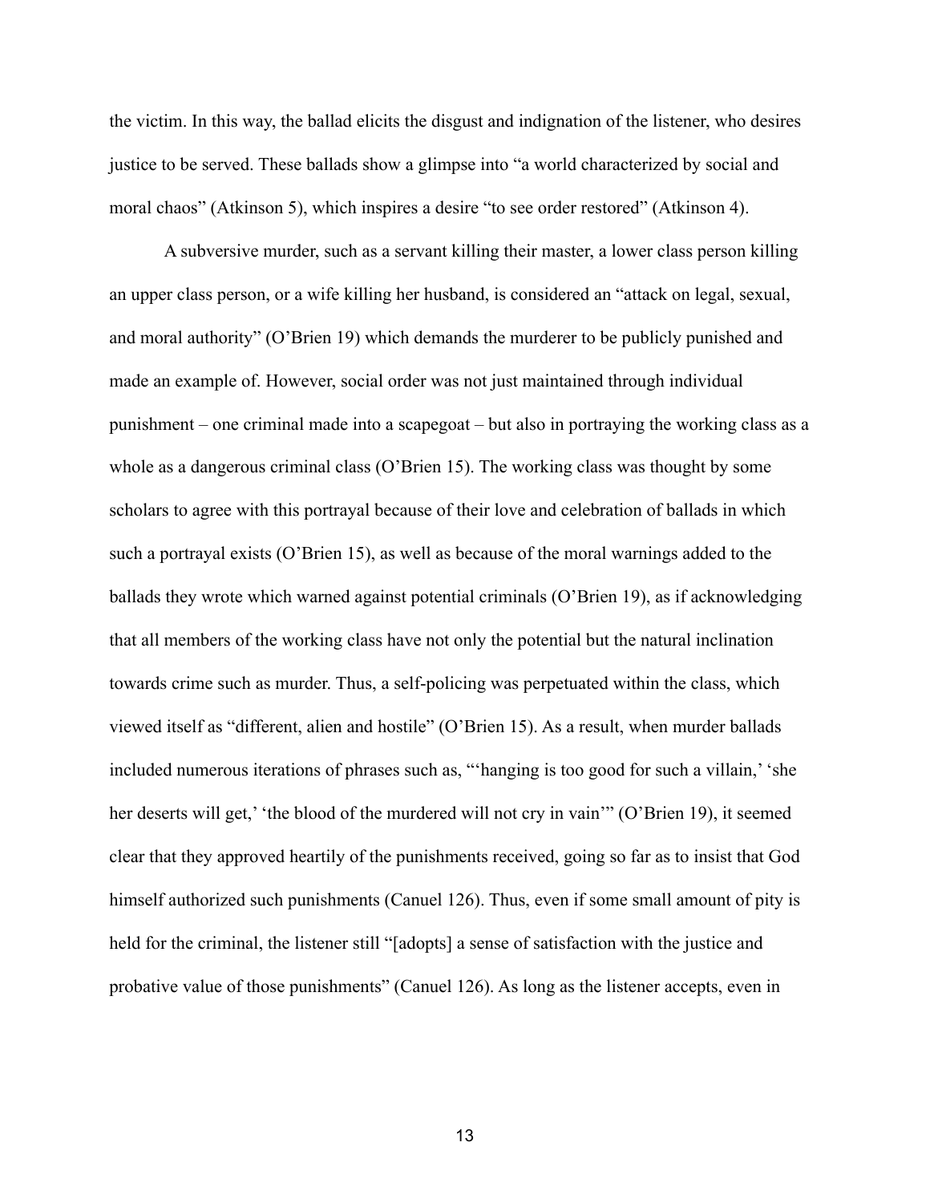the victim. In this way, the ballad elicits the disgust and indignation of the listener, who desires justice to be served. These ballads show a glimpse into "a world characterized by social and moral chaos" (Atkinson 5), which inspires a desire "to see order restored" (Atkinson 4).

A subversive murder, such as a servant killing their master, a lower class person killing an upper class person, or a wife killing her husband, is considered an "attack on legal, sexual, and moral authority" (O'Brien 19) which demands the murderer to be publicly punished and made an example of. However, social order was not just maintained through individual punishment – one criminal made into a scapegoat – but also in portraying the working class as a whole as a dangerous criminal class (O'Brien 15). The working class was thought by some scholars to agree with this portrayal because of their love and celebration of ballads in which such a portrayal exists (O'Brien 15), as well as because of the moral warnings added to the ballads they wrote which warned against potential criminals (O'Brien 19), as if acknowledging that all members of the working class have not only the potential but the natural inclination towards crime such as murder. Thus, a self-policing was perpetuated within the class, which viewed itself as "different, alien and hostile" (O'Brien 15). As a result, when murder ballads included numerous iterations of phrases such as, "'hanging is too good for such a villain,' 'she her deserts will get,' 'the blood of the murdered will not cry in vain'" (O'Brien 19), it seemed clear that they approved heartily of the punishments received, going so far as to insist that God himself authorized such punishments (Canuel 126). Thus, even if some small amount of pity is held for the criminal, the listener still "[adopts] a sense of satisfaction with the justice and probative value of those punishments" (Canuel 126). As long as the listener accepts, even in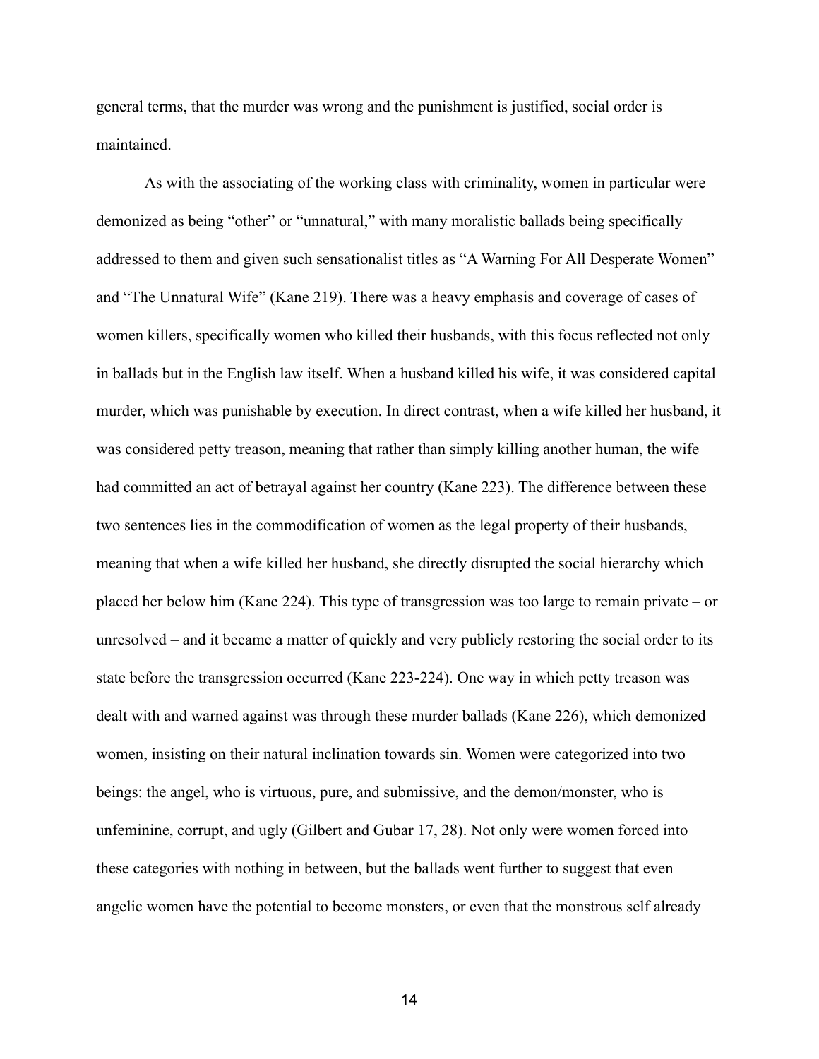general terms, that the murder was wrong and the punishment is justified, social order is maintained.

As with the associating of the working class with criminality, women in particular were demonized as being "other" or "unnatural," with many moralistic ballads being specifically addressed to them and given such sensationalist titles as "A Warning For All Desperate Women" and "The Unnatural Wife" (Kane 219). There was a heavy emphasis and coverage of cases of women killers, specifically women who killed their husbands, with this focus reflected not only in ballads but in the English law itself. When a husband killed his wife, it was considered capital murder, which was punishable by execution. In direct contrast, when a wife killed her husband, it was considered petty treason, meaning that rather than simply killing another human, the wife had committed an act of betrayal against her country (Kane 223). The difference between these two sentences lies in the commodification of women as the legal property of their husbands, meaning that when a wife killed her husband, she directly disrupted the social hierarchy which placed her below him (Kane 224). This type of transgression was too large to remain private – or unresolved – and it became a matter of quickly and very publicly restoring the social order to its state before the transgression occurred (Kane 223-224). One way in which petty treason was dealt with and warned against was through these murder ballads (Kane 226), which demonized women, insisting on their natural inclination towards sin. Women were categorized into two beings: the angel, who is virtuous, pure, and submissive, and the demon/monster, who is unfeminine, corrupt, and ugly (Gilbert and Gubar 17, 28). Not only were women forced into these categories with nothing in between, but the ballads went further to suggest that even angelic women have the potential to become monsters, or even that the monstrous self already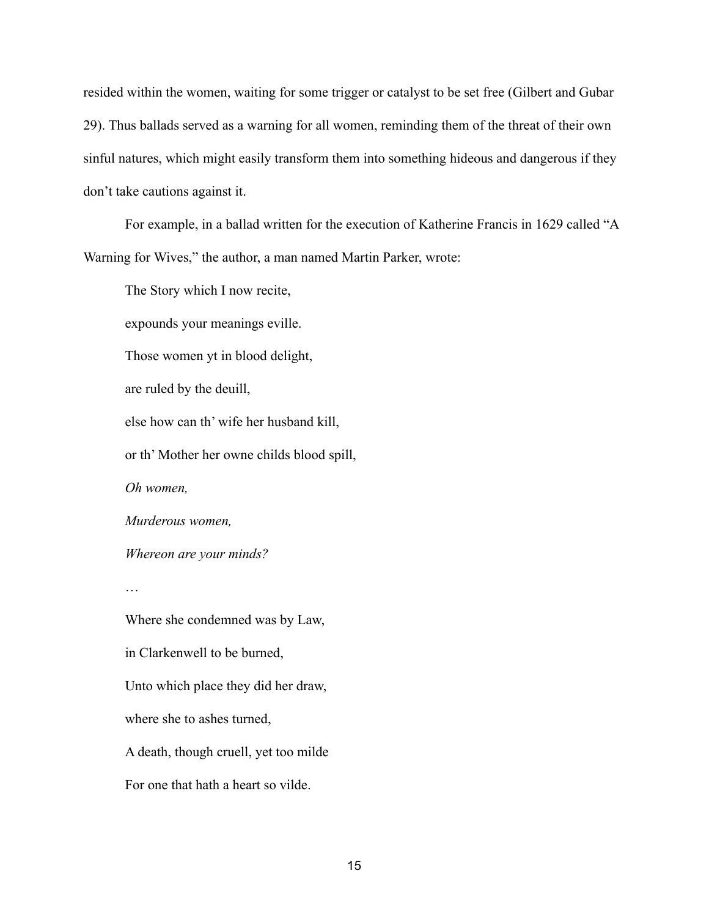resided within the women, waiting for some trigger or catalyst to be set free (Gilbert and Gubar 29). Thus ballads served as a warning for all women, reminding them of the threat of their own sinful natures, which might easily transform them into something hideous and dangerous if they don't take cautions against it.

For example, in a ballad written for the execution of Katherine Francis in 1629 called "A Warning for Wives," the author, a man named Martin Parker, wrote:

> The Story which I now recite,
>
> expounds your meanings eville.
>
> Those women yt in blood delight,
>
> are ruled by the deuill,
>
> else how can th' wife her husband kill,
>
> or th' Mother her owne childs blood spill,
>
> *Oh women,*
>
> *Murderous women,*
>
> *Whereon are your minds?*
>
> …
>
> Where she condemned was by Law,
>
> in Clarkenwell to be burned,
>
> Unto which place they did her draw,
>
> where she to ashes turned,
>
> A death, though cruell, yet too milde
>
> For one that hath a heart so vilde.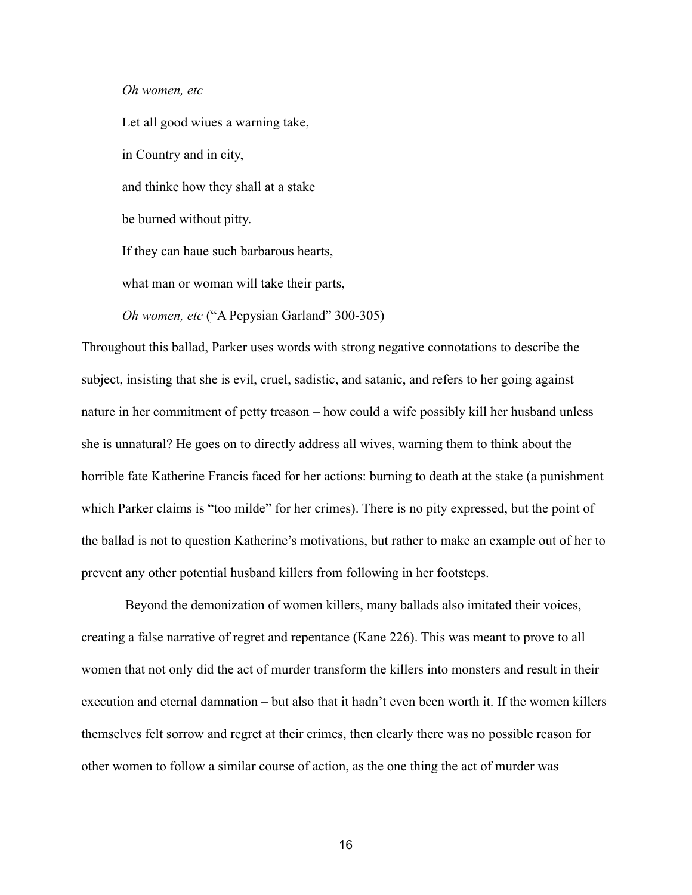*Oh women, etc*

Let all good wiues a warning take,

in Country and in city,

and thinke how they shall at a stake

be burned without pitty.

If they can haue such barbarous hearts,

what man or woman will take their parts,

*Oh women, etc* ("A Pepysian Garland" 300-305)

Throughout this ballad, Parker uses words with strong negative connotations to describe the subject, insisting that she is evil, cruel, sadistic, and satanic, and refers to her going against nature in her commitment of petty treason – how could a wife possibly kill her husband unless she is unnatural? He goes on to directly address all wives, warning them to think about the horrible fate Katherine Francis faced for her actions: burning to death at the stake (a punishment which Parker claims is "too milde" for her crimes). There is no pity expressed, but the point of the ballad is not to question Katherine's motivations, but rather to make an example out of her to prevent any other potential husband killers from following in her footsteps.

Beyond the demonization of women killers, many ballads also imitated their voices, creating a false narrative of regret and repentance (Kane 226). This was meant to prove to all women that not only did the act of murder transform the killers into monsters and result in their execution and eternal damnation – but also that it hadn't even been worth it. If the women killers themselves felt sorrow and regret at their crimes, then clearly there was no possible reason for other women to follow a similar course of action, as the one thing the act of murder was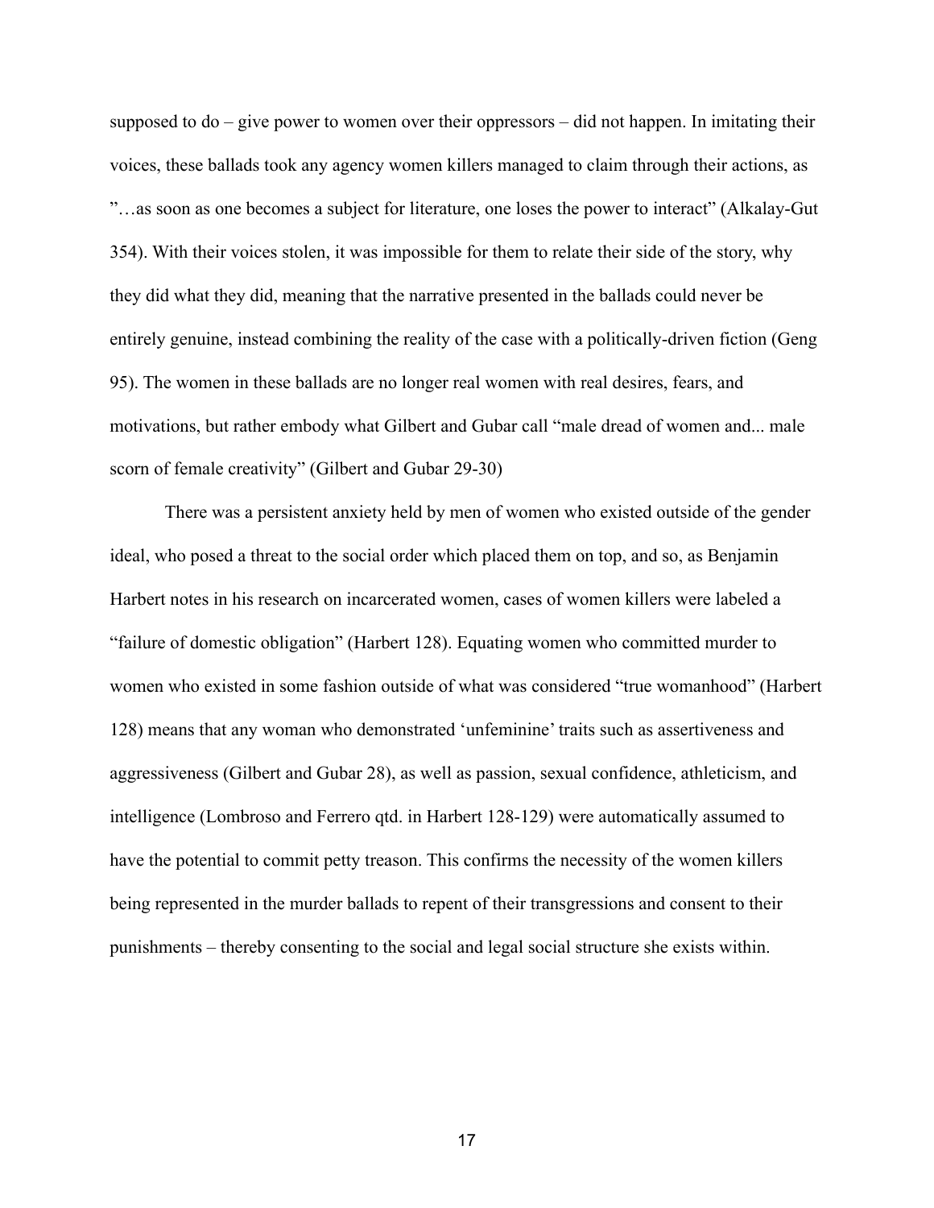supposed to do – give power to women over their oppressors – did not happen. In imitating their voices, these ballads took any agency women killers managed to claim through their actions, as "…as soon as one becomes a subject for literature, one loses the power to interact" (Alkalay-Gut 354). With their voices stolen, it was impossible for them to relate their side of the story, why they did what they did, meaning that the narrative presented in the ballads could never be entirely genuine, instead combining the reality of the case with a politically-driven fiction (Geng 95). The women in these ballads are no longer real women with real desires, fears, and motivations, but rather embody what Gilbert and Gubar call "male dread of women and... male scorn of female creativity" (Gilbert and Gubar 29-30)

There was a persistent anxiety held by men of women who existed outside of the gender ideal, who posed a threat to the social order which placed them on top, and so, as Benjamin Harbert notes in his research on incarcerated women, cases of women killers were labeled a "failure of domestic obligation" (Harbert 128). Equating women who committed murder to women who existed in some fashion outside of what was considered "true womanhood" (Harbert 128) means that any woman who demonstrated 'unfeminine' traits such as assertiveness and aggressiveness (Gilbert and Gubar 28), as well as passion, sexual confidence, athleticism, and intelligence (Lombroso and Ferrero qtd. in Harbert 128-129) were automatically assumed to have the potential to commit petty treason. This confirms the necessity of the women killers being represented in the murder ballads to repent of their transgressions and consent to their punishments – thereby consenting to the social and legal social structure she exists within.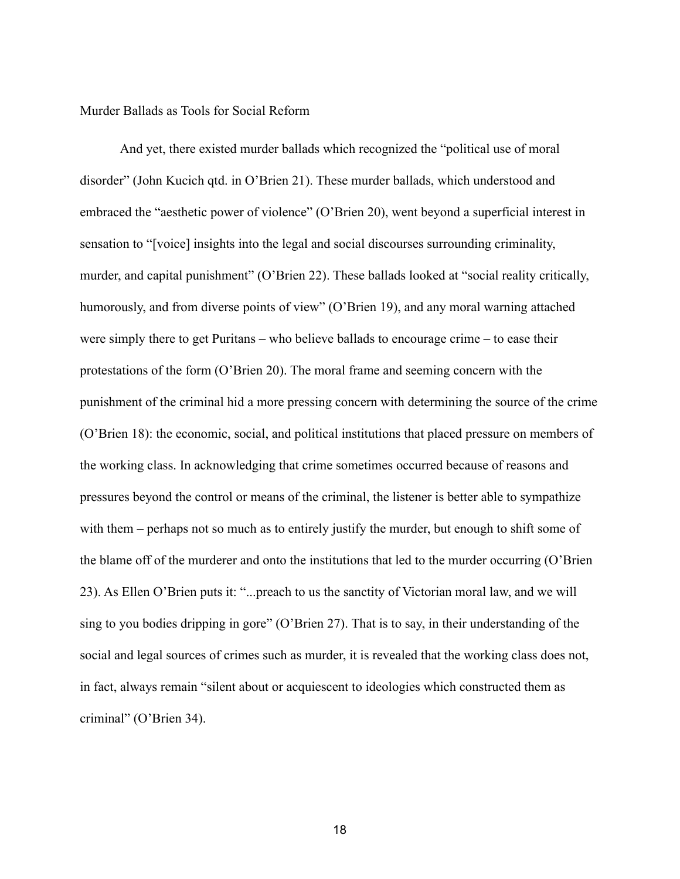## Murder Ballads as Tools for Social Reform

And yet, there existed murder ballads which recognized the "political use of moral disorder" (John Kucich qtd. in O'Brien 21). These murder ballads, which understood and embraced the "aesthetic power of violence" (O'Brien 20), went beyond a superficial interest in sensation to "[voice] insights into the legal and social discourses surrounding criminality, murder, and capital punishment" (O'Brien 22). These ballads looked at "social reality critically, humorously, and from diverse points of view" (O'Brien 19), and any moral warning attached were simply there to get Puritans – who believe ballads to encourage crime – to ease their protestations of the form (O'Brien 20). The moral frame and seeming concern with the punishment of the criminal hid a more pressing concern with determining the source of the crime (O'Brien 18): the economic, social, and political institutions that placed pressure on members of the working class. In acknowledging that crime sometimes occurred because of reasons and pressures beyond the control or means of the criminal, the listener is better able to sympathize with them – perhaps not so much as to entirely justify the murder, but enough to shift some of the blame off of the murderer and onto the institutions that led to the murder occurring (O'Brien 23). As Ellen O'Brien puts it: "...preach to us the sanctity of Victorian moral law, and we will sing to you bodies dripping in gore" (O'Brien 27). That is to say, in their understanding of the social and legal sources of crimes such as murder, it is revealed that the working class does not, in fact, always remain "silent about or acquiescent to ideologies which constructed them as criminal" (O'Brien 34).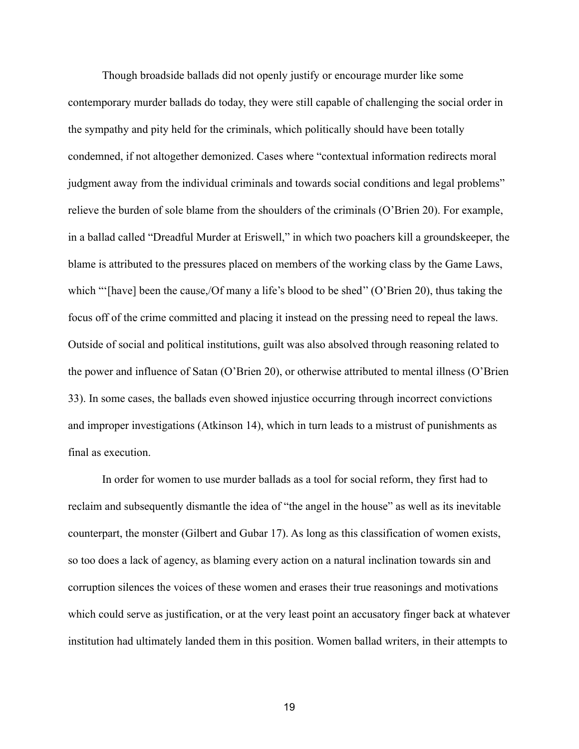Though broadside ballads did not openly justify or encourage murder like some contemporary murder ballads do today, they were still capable of challenging the social order in the sympathy and pity held for the criminals, which politically should have been totally condemned, if not altogether demonized. Cases where "contextual information redirects moral judgment away from the individual criminals and towards social conditions and legal problems" relieve the burden of sole blame from the shoulders of the criminals (O'Brien 20). For example, in a ballad called "Dreadful Murder at Eriswell," in which two poachers kill a groundskeeper, the blame is attributed to the pressures placed on members of the working class by the Game Laws, which "'[have] been the cause,/Of many a life's blood to be shed" (O'Brien 20), thus taking the focus off of the crime committed and placing it instead on the pressing need to repeal the laws. Outside of social and political institutions, guilt was also absolved through reasoning related to the power and influence of Satan (O'Brien 20), or otherwise attributed to mental illness (O'Brien 33). In some cases, the ballads even showed injustice occurring through incorrect convictions and improper investigations (Atkinson 14), which in turn leads to a mistrust of punishments as final as execution.

In order for women to use murder ballads as a tool for social reform, they first had to reclaim and subsequently dismantle the idea of "the angel in the house" as well as its inevitable counterpart, the monster (Gilbert and Gubar 17). As long as this classification of women exists, so too does a lack of agency, as blaming every action on a natural inclination towards sin and corruption silences the voices of these women and erases their true reasonings and motivations which could serve as justification, or at the very least point an accusatory finger back at whatever institution had ultimately landed them in this position. Women ballad writers, in their attempts to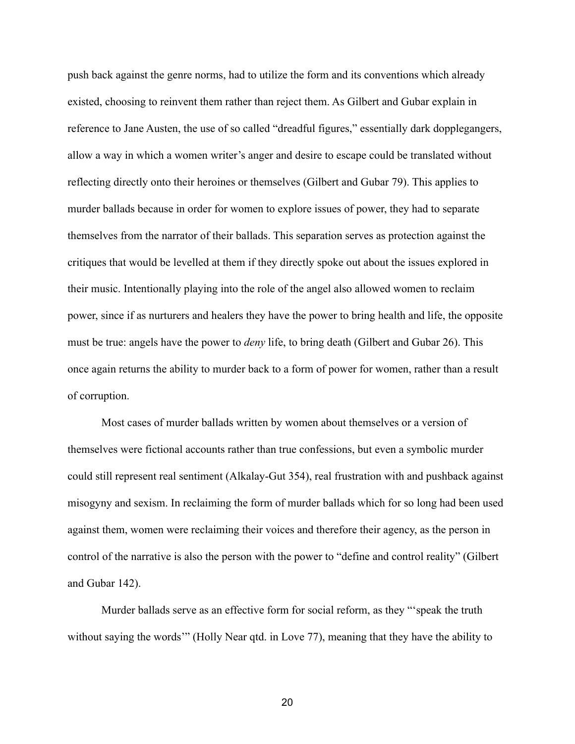push back against the genre norms, had to utilize the form and its conventions which already existed, choosing to reinvent them rather than reject them. As Gilbert and Gubar explain in reference to Jane Austen, the use of so called “dreadful figures,” essentially dark dopplegangers, allow a way in which a women writer’s anger and desire to escape could be translated without reflecting directly onto their heroines or themselves (Gilbert and Gubar 79). This applies to murder ballads because in order for women to explore issues of power, they had to separate themselves from the narrator of their ballads. This separation serves as protection against the critiques that would be levelled at them if they directly spoke out about the issues explored in their music. Intentionally playing into the role of the angel also allowed women to reclaim power, since if as nurturers and healers they have the power to bring health and life, the opposite must be true: angels have the power to *deny* life, to bring death (Gilbert and Gubar 26). This once again returns the ability to murder back to a form of power for women, rather than a result of corruption.

Most cases of murder ballads written by women about themselves or a version of themselves were fictional accounts rather than true confessions, but even a symbolic murder could still represent real sentiment (Alkalay-Gut 354), real frustration with and pushback against misogyny and sexism. In reclaiming the form of murder ballads which for so long had been used against them, women were reclaiming their voices and therefore their agency, as the person in control of the narrative is also the person with the power to “define and control reality” (Gilbert and Gubar 142).

Murder ballads serve as an effective form for social reform, as they “‘speak the truth without saying the words’” (Holly Near qtd. in Love 77), meaning that they have the ability to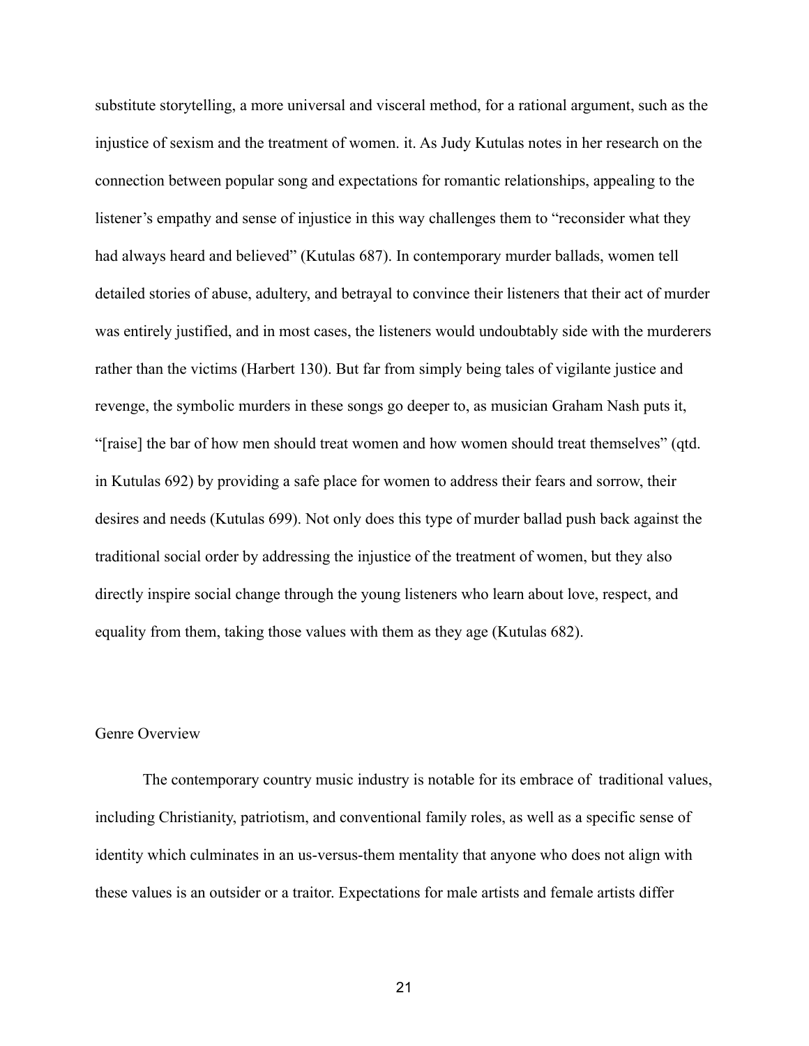substitute storytelling, a more universal and visceral method, for a rational argument, such as the injustice of sexism and the treatment of women. it. As Judy Kutulas notes in her research on the connection between popular song and expectations for romantic relationships, appealing to the listener's empathy and sense of injustice in this way challenges them to "reconsider what they had always heard and believed" (Kutulas 687). In contemporary murder ballads, women tell detailed stories of abuse, adultery, and betrayal to convince their listeners that their act of murder was entirely justified, and in most cases, the listeners would undoubtably side with the murderers rather than the victims (Harbert 130). But far from simply being tales of vigilante justice and revenge, the symbolic murders in these songs go deeper to, as musician Graham Nash puts it, "[raise] the bar of how men should treat women and how women should treat themselves" (qtd. in Kutulas 692) by providing a safe place for women to address their fears and sorrow, their desires and needs (Kutulas 699). Not only does this type of murder ballad push back against the traditional social order by addressing the injustice of the treatment of women, but they also directly inspire social change through the young listeners who learn about love, respect, and equality from them, taking those values with them as they age (Kutulas 682).

## Genre Overview

The contemporary country music industry is notable for its embrace of  traditional values, including Christianity, patriotism, and conventional family roles, as well as a specific sense of identity which culminates in an us-versus-them mentality that anyone who does not align with these values is an outsider or a traitor. Expectations for male artists and female artists differ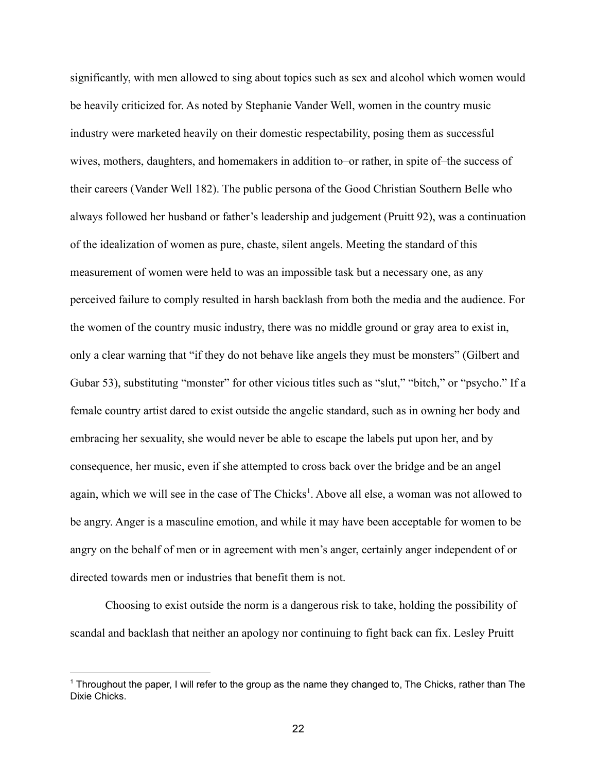significantly, with men allowed to sing about topics such as sex and alcohol which women would be heavily criticized for. As noted by Stephanie Vander Well, women in the country music industry were marketed heavily on their domestic respectability, posing them as successful wives, mothers, daughters, and homemakers in addition to–or rather, in spite of–the success of their careers (Vander Well 182). The public persona of the Good Christian Southern Belle who always followed her husband or father's leadership and judgement (Pruitt 92), was a continuation of the idealization of women as pure, chaste, silent angels. Meeting the standard of this measurement of women were held to was an impossible task but a necessary one, as any perceived failure to comply resulted in harsh backlash from both the media and the audience. For the women of the country music industry, there was no middle ground or gray area to exist in, only a clear warning that "if they do not behave like angels they must be monsters" (Gilbert and Gubar 53), substituting "monster" for other vicious titles such as "slut," "bitch," or "psycho." If a female country artist dared to exist outside the angelic standard, such as in owning her body and embracing her sexuality, she would never be able to escape the labels put upon her, and by consequence, her music, even if she attempted to cross back over the bridge and be an angel again, which we will see in the case of The Chicks[1]. Above all else, a woman was not allowed to be angry. Anger is a masculine emotion, and while it may have been acceptable for women to be angry on the behalf of men or in agreement with men's anger, certainly anger independent of or directed towards men or industries that benefit them is not.

Choosing to exist outside the norm is a dangerous risk to take, holding the possibility of scandal and backlash that neither an apology nor continuing to fight back can fix. Lesley Pruitt

[1] Throughout the paper, I will refer to the group as the name they changed to, The Chicks, rather than The Dixie Chicks.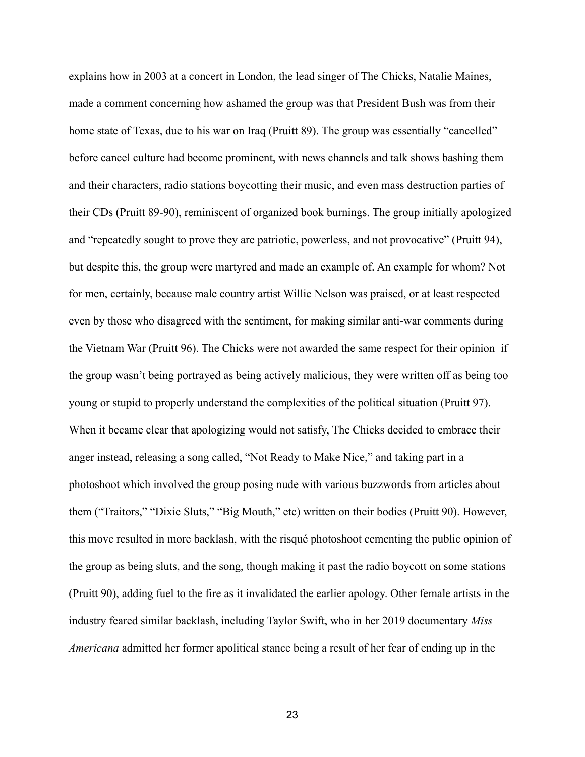explains how in 2003 at a concert in London, the lead singer of The Chicks, Natalie Maines, made a comment concerning how ashamed the group was that President Bush was from their home state of Texas, due to his war on Iraq (Pruitt 89). The group was essentially "cancelled" before cancel culture had become prominent, with news channels and talk shows bashing them and their characters, radio stations boycotting their music, and even mass destruction parties of their CDs (Pruitt 89-90), reminiscent of organized book burnings. The group initially apologized and "repeatedly sought to prove they are patriotic, powerless, and not provocative" (Pruitt 94), but despite this, the group were martyred and made an example of. An example for whom? Not for men, certainly, because male country artist Willie Nelson was praised, or at least respected even by those who disagreed with the sentiment, for making similar anti-war comments during the Vietnam War (Pruitt 96). The Chicks were not awarded the same respect for their opinion–if the group wasn't being portrayed as being actively malicious, they were written off as being too young or stupid to properly understand the complexities of the political situation (Pruitt 97). When it became clear that apologizing would not satisfy, The Chicks decided to embrace their anger instead, releasing a song called, "Not Ready to Make Nice," and taking part in a photoshoot which involved the group posing nude with various buzzwords from articles about them ("Traitors," "Dixie Sluts," "Big Mouth," etc) written on their bodies (Pruitt 90). However, this move resulted in more backlash, with the risqué photoshoot cementing the public opinion of the group as being sluts, and the song, though making it past the radio boycott on some stations (Pruitt 90), adding fuel to the fire as it invalidated the earlier apology. Other female artists in the industry feared similar backlash, including Taylor Swift, who in her 2019 documentary *Miss Americana* admitted her former apolitical stance being a result of her fear of ending up in the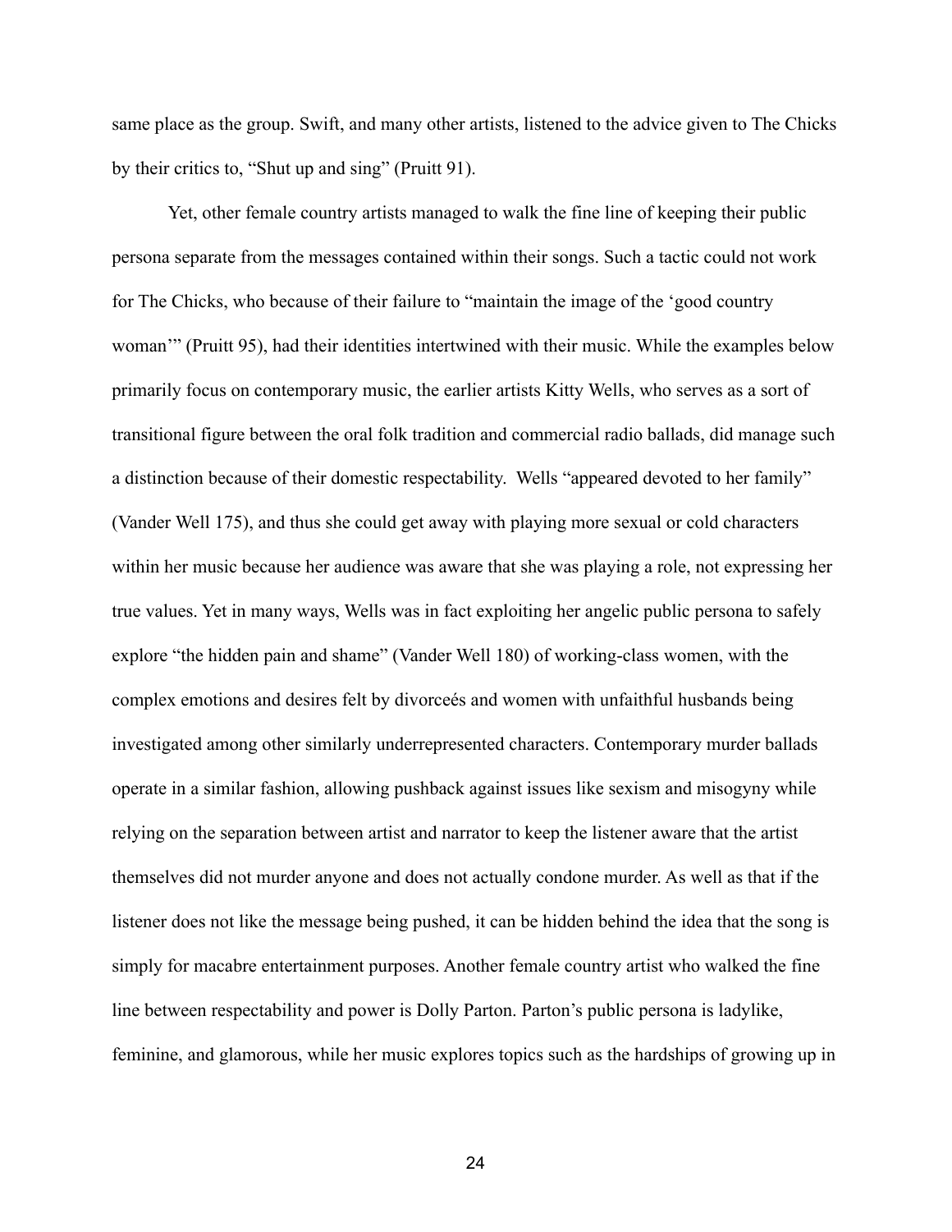same place as the group. Swift, and many other artists, listened to the advice given to The Chicks by their critics to, "Shut up and sing" (Pruitt 91).

Yet, other female country artists managed to walk the fine line of keeping their public persona separate from the messages contained within their songs. Such a tactic could not work for The Chicks, who because of their failure to "maintain the image of the 'good country woman'" (Pruitt 95), had their identities intertwined with their music. While the examples below primarily focus on contemporary music, the earlier artists Kitty Wells, who serves as a sort of transitional figure between the oral folk tradition and commercial radio ballads, did manage such a distinction because of their domestic respectability. Wells "appeared devoted to her family" (Vander Well 175), and thus she could get away with playing more sexual or cold characters within her music because her audience was aware that she was playing a role, not expressing her true values. Yet in many ways, Wells was in fact exploiting her angelic public persona to safely explore "the hidden pain and shame" (Vander Well 180) of working-class women, with the complex emotions and desires felt by divorceés and women with unfaithful husbands being investigated among other similarly underrepresented characters. Contemporary murder ballads operate in a similar fashion, allowing pushback against issues like sexism and misogyny while relying on the separation between artist and narrator to keep the listener aware that the artist themselves did not murder anyone and does not actually condone murder. As well as that if the listener does not like the message being pushed, it can be hidden behind the idea that the song is simply for macabre entertainment purposes. Another female country artist who walked the fine line between respectability and power is Dolly Parton. Parton's public persona is ladylike, feminine, and glamorous, while her music explores topics such as the hardships of growing up in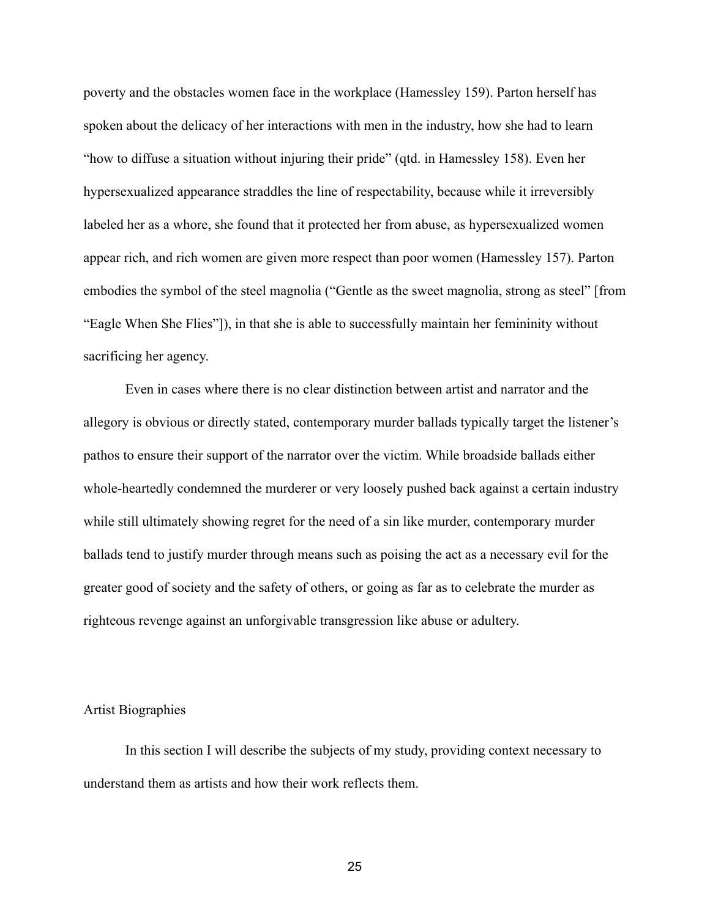poverty and the obstacles women face in the workplace (Hamessley 159). Parton herself has spoken about the delicacy of her interactions with men in the industry, how she had to learn "how to diffuse a situation without injuring their pride" (qtd. in Hamessley 158). Even her hypersexualized appearance straddles the line of respectability, because while it irreversibly labeled her as a whore, she found that it protected her from abuse, as hypersexualized women appear rich, and rich women are given more respect than poor women (Hamessley 157). Parton embodies the symbol of the steel magnolia ("Gentle as the sweet magnolia, strong as steel" [from "Eagle When She Flies"]), in that she is able to successfully maintain her femininity without sacrificing her agency.

Even in cases where there is no clear distinction between artist and narrator and the allegory is obvious or directly stated, contemporary murder ballads typically target the listener's pathos to ensure their support of the narrator over the victim. While broadside ballads either whole-heartedly condemned the murderer or very loosely pushed back against a certain industry while still ultimately showing regret for the need of a sin like murder, contemporary murder ballads tend to justify murder through means such as poising the act as a necessary evil for the greater good of society and the safety of others, or going as far as to celebrate the murder as righteous revenge against an unforgivable transgression like abuse or adultery.

## Artist Biographies

In this section I will describe the subjects of my study, providing context necessary to understand them as artists and how their work reflects them.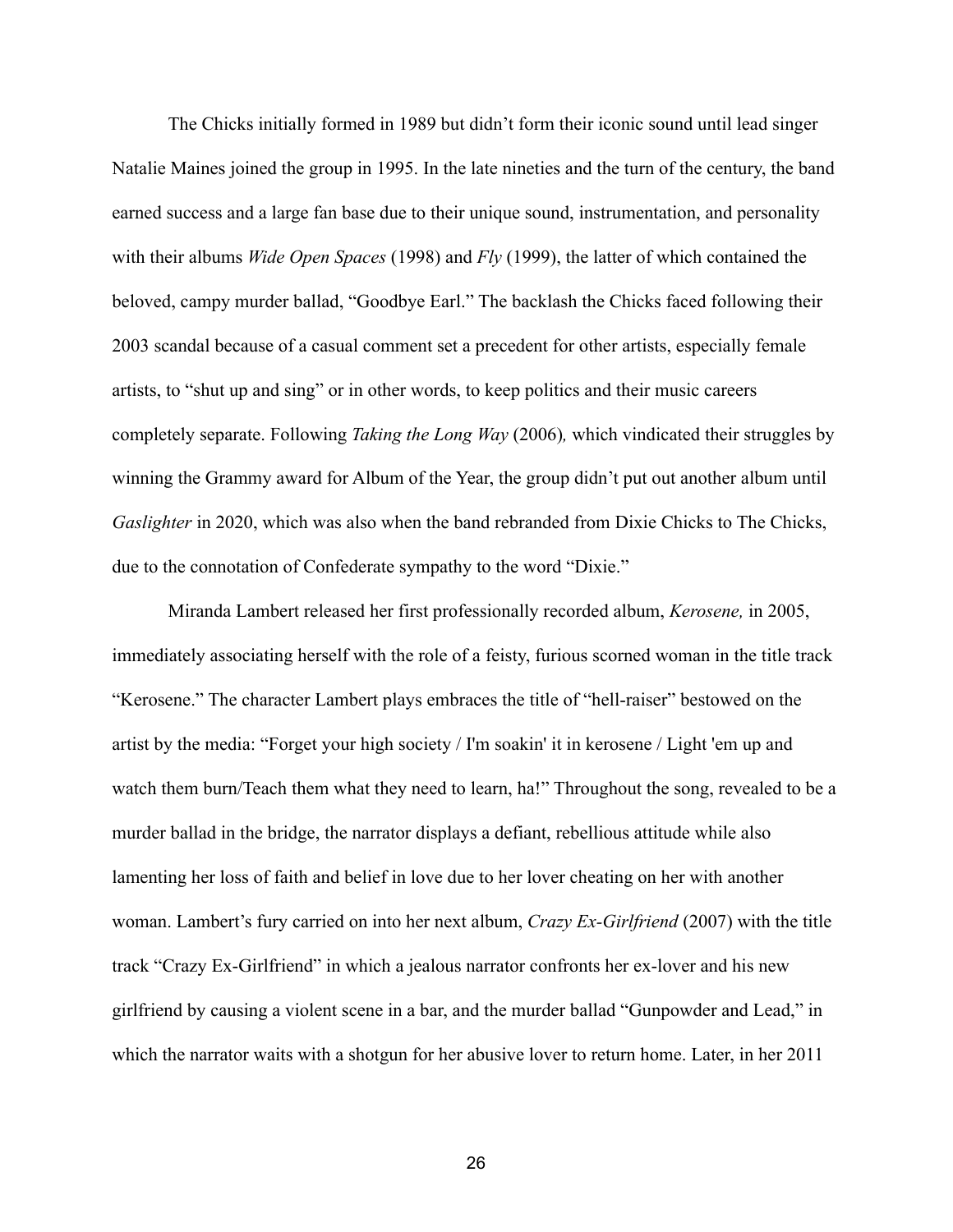The Chicks initially formed in 1989 but didn't form their iconic sound until lead singer Natalie Maines joined the group in 1995. In the late nineties and the turn of the century, the band earned success and a large fan base due to their unique sound, instrumentation, and personality with their albums *Wide Open Spaces* (1998) and *Fly* (1999), the latter of which contained the beloved, campy murder ballad, "Goodbye Earl." The backlash the Chicks faced following their 2003 scandal because of a casual comment set a precedent for other artists, especially female artists, to "shut up and sing" or in other words, to keep politics and their music careers completely separate. Following *Taking the Long Way* (2006)*,* which vindicated their struggles by winning the Grammy award for Album of the Year, the group didn't put out another album until *Gaslighter* in 2020, which was also when the band rebranded from Dixie Chicks to The Chicks, due to the connotation of Confederate sympathy to the word "Dixie."

Miranda Lambert released her first professionally recorded album, *Kerosene,* in 2005, immediately associating herself with the role of a feisty, furious scorned woman in the title track "Kerosene." The character Lambert plays embraces the title of "hell-raiser" bestowed on the artist by the media: "Forget your high society / I'm soakin' it in kerosene / Light 'em up and watch them burn/Teach them what they need to learn, ha!" Throughout the song, revealed to be a murder ballad in the bridge, the narrator displays a defiant, rebellious attitude while also lamenting her loss of faith and belief in love due to her lover cheating on her with another woman. Lambert's fury carried on into her next album, *Crazy Ex-Girlfriend* (2007) with the title track "Crazy Ex-Girlfriend" in which a jealous narrator confronts her ex-lover and his new girlfriend by causing a violent scene in a bar, and the murder ballad "Gunpowder and Lead," in which the narrator waits with a shotgun for her abusive lover to return home. Later, in her 2011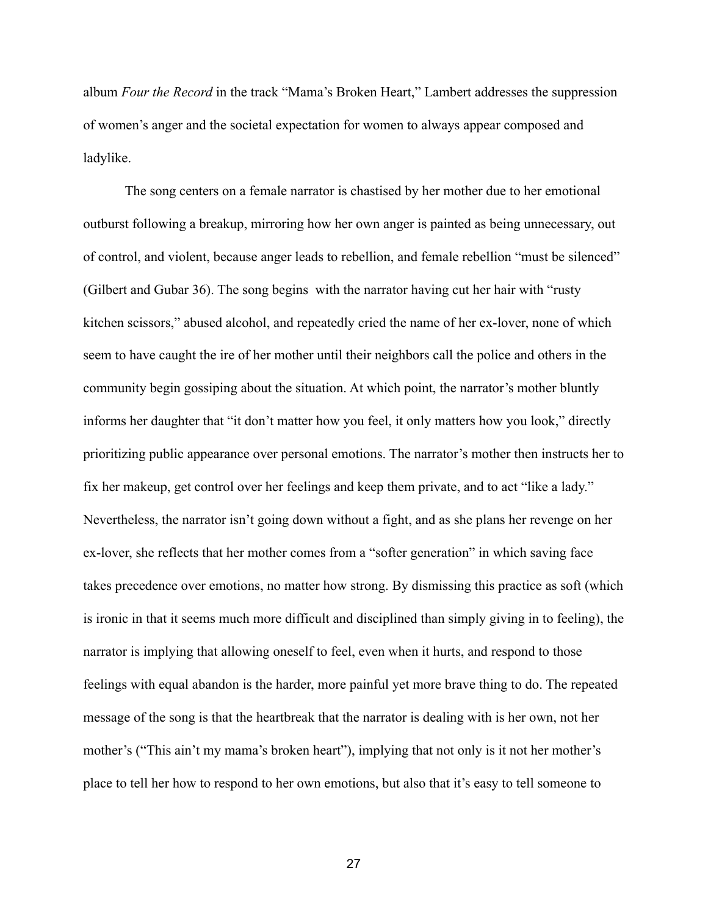album *Four the Record* in the track "Mama's Broken Heart," Lambert addresses the suppression of women's anger and the societal expectation for women to always appear composed and ladylike.

The song centers on a female narrator is chastised by her mother due to her emotional outburst following a breakup, mirroring how her own anger is painted as being unnecessary, out of control, and violent, because anger leads to rebellion, and female rebellion "must be silenced" (Gilbert and Gubar 36). The song begins with the narrator having cut her hair with "rusty kitchen scissors," abused alcohol, and repeatedly cried the name of her ex-lover, none of which seem to have caught the ire of her mother until their neighbors call the police and others in the community begin gossiping about the situation. At which point, the narrator's mother bluntly informs her daughter that "it don't matter how you feel, it only matters how you look," directly prioritizing public appearance over personal emotions. The narrator's mother then instructs her to fix her makeup, get control over her feelings and keep them private, and to act "like a lady." Nevertheless, the narrator isn't going down without a fight, and as she plans her revenge on her ex-lover, she reflects that her mother comes from a "softer generation" in which saving face takes precedence over emotions, no matter how strong. By dismissing this practice as soft (which is ironic in that it seems much more difficult and disciplined than simply giving in to feeling), the narrator is implying that allowing oneself to feel, even when it hurts, and respond to those feelings with equal abandon is the harder, more painful yet more brave thing to do. The repeated message of the song is that the heartbreak that the narrator is dealing with is her own, not her mother's ("This ain't my mama's broken heart"), implying that not only is it not her mother's place to tell her how to respond to her own emotions, but also that it's easy to tell someone to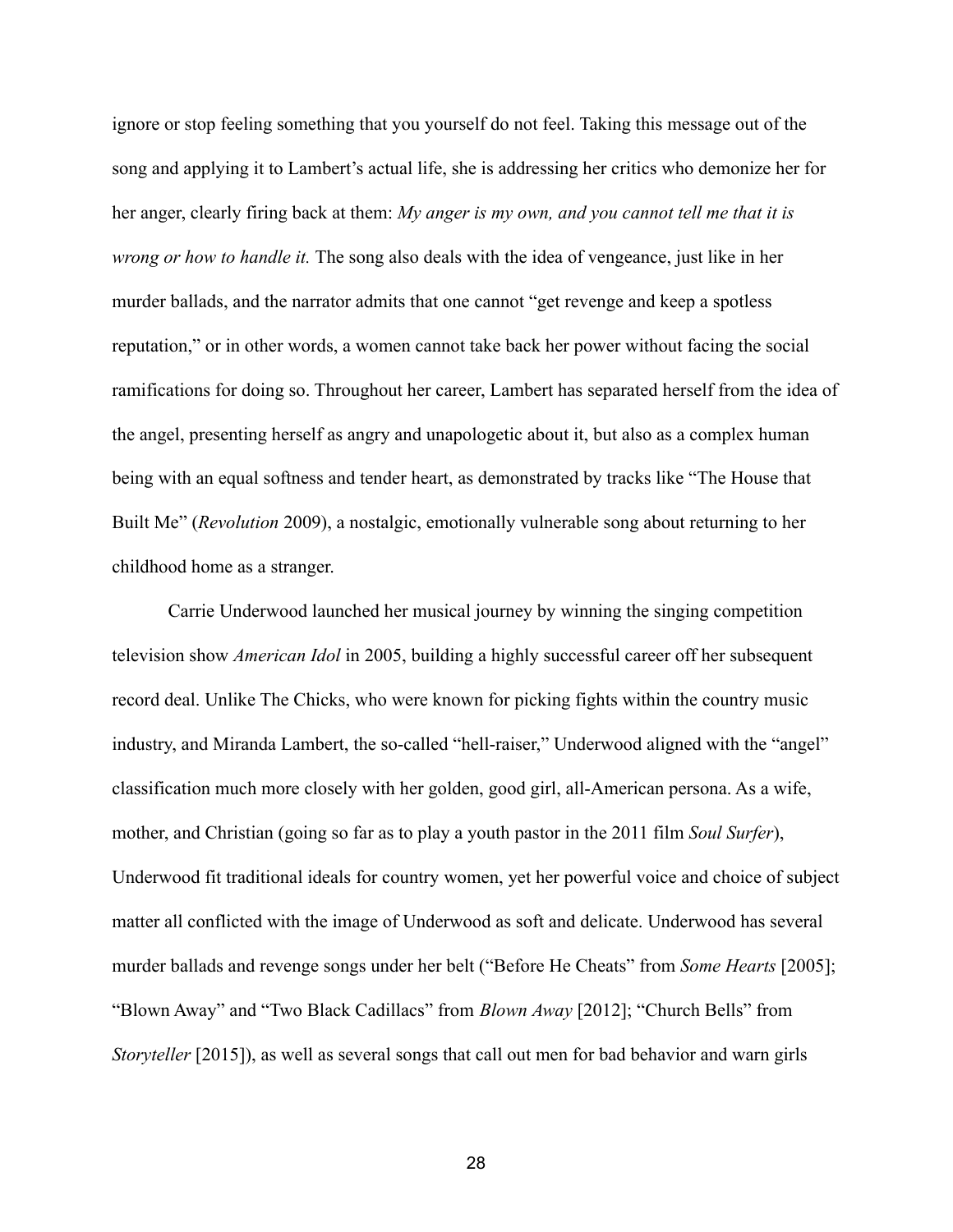ignore or stop feeling something that you yourself do not feel. Taking this message out of the song and applying it to Lambert's actual life, she is addressing her critics who demonize her for her anger, clearly firing back at them: *My anger is my own, and you cannot tell me that it is wrong or how to handle it.* The song also deals with the idea of vengeance, just like in her murder ballads, and the narrator admits that one cannot "get revenge and keep a spotless reputation," or in other words, a women cannot take back her power without facing the social ramifications for doing so. Throughout her career, Lambert has separated herself from the idea of the angel, presenting herself as angry and unapologetic about it, but also as a complex human being with an equal softness and tender heart, as demonstrated by tracks like "The House that Built Me" (*Revolution* 2009), a nostalgic, emotionally vulnerable song about returning to her childhood home as a stranger.

Carrie Underwood launched her musical journey by winning the singing competition television show *American Idol* in 2005, building a highly successful career off her subsequent record deal. Unlike The Chicks, who were known for picking fights within the country music industry, and Miranda Lambert, the so-called "hell-raiser," Underwood aligned with the "angel" classification much more closely with her golden, good girl, all-American persona. As a wife, mother, and Christian (going so far as to play a youth pastor in the 2011 film *Soul Surfer*), Underwood fit traditional ideals for country women, yet her powerful voice and choice of subject matter all conflicted with the image of Underwood as soft and delicate. Underwood has several murder ballads and revenge songs under her belt ("Before He Cheats" from *Some Hearts* [2005]; "Blown Away" and "Two Black Cadillacs" from *Blown Away* [2012]; "Church Bells" from *Storyteller* [2015]), as well as several songs that call out men for bad behavior and warn girls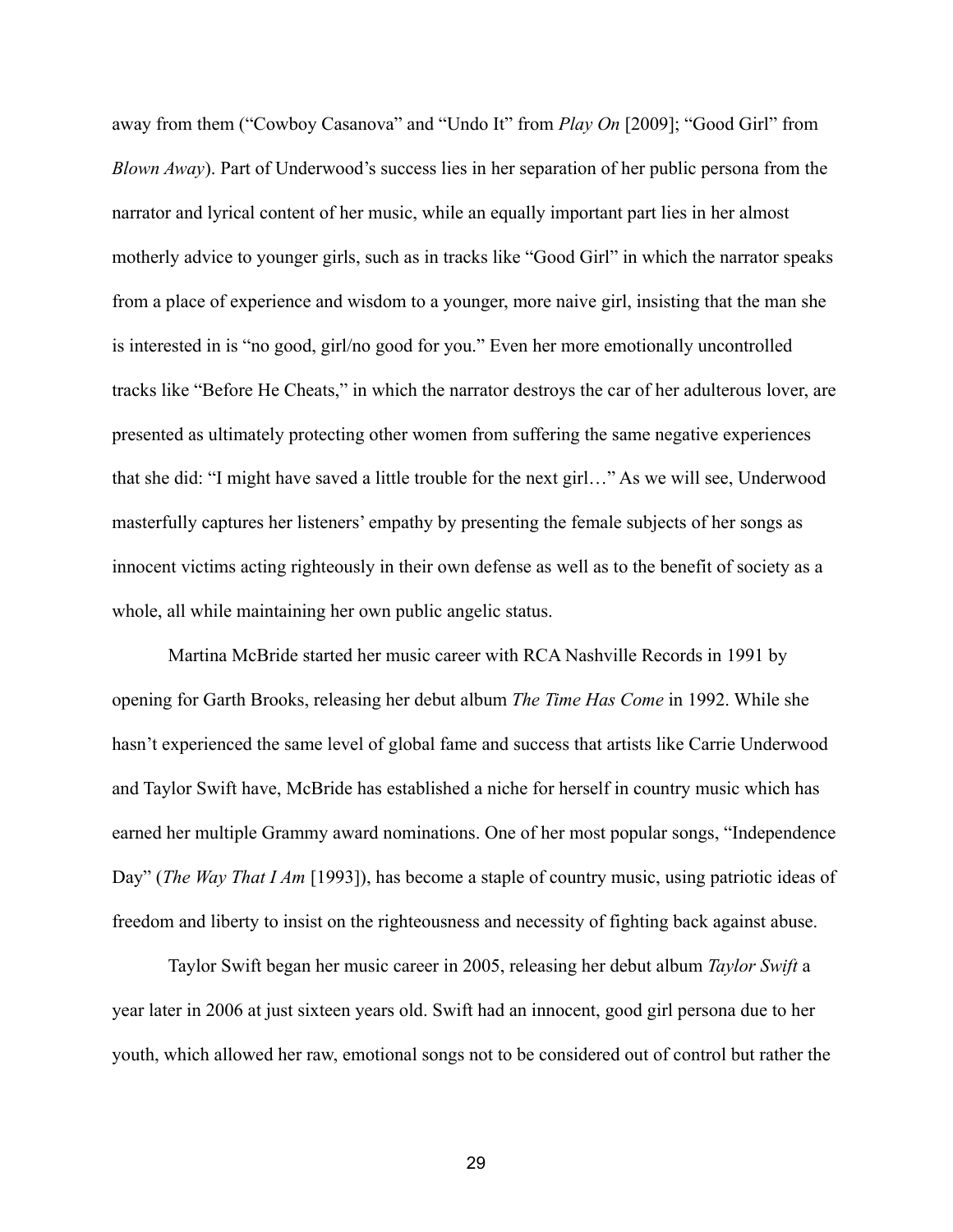away from them ("Cowboy Casanova" and "Undo It" from *Play On* [2009]; "Good Girl" from *Blown Away*). Part of Underwood's success lies in her separation of her public persona from the narrator and lyrical content of her music, while an equally important part lies in her almost motherly advice to younger girls, such as in tracks like "Good Girl" in which the narrator speaks from a place of experience and wisdom to a younger, more naive girl, insisting that the man she is interested in is "no good, girl/no good for you." Even her more emotionally uncontrolled tracks like "Before He Cheats," in which the narrator destroys the car of her adulterous lover, are presented as ultimately protecting other women from suffering the same negative experiences that she did: "I might have saved a little trouble for the next girl…" As we will see, Underwood masterfully captures her listeners' empathy by presenting the female subjects of her songs as innocent victims acting righteously in their own defense as well as to the benefit of society as a whole, all while maintaining her own public angelic status.

Martina McBride started her music career with RCA Nashville Records in 1991 by opening for Garth Brooks, releasing her debut album *The Time Has Come* in 1992. While she hasn't experienced the same level of global fame and success that artists like Carrie Underwood and Taylor Swift have, McBride has established a niche for herself in country music which has earned her multiple Grammy award nominations. One of her most popular songs, "Independence Day" (*The Way That I Am* [1993]), has become a staple of country music, using patriotic ideas of freedom and liberty to insist on the righteousness and necessity of fighting back against abuse.

Taylor Swift began her music career in 2005, releasing her debut album *Taylor Swift* a year later in 2006 at just sixteen years old. Swift had an innocent, good girl persona due to her youth, which allowed her raw, emotional songs not to be considered out of control but rather the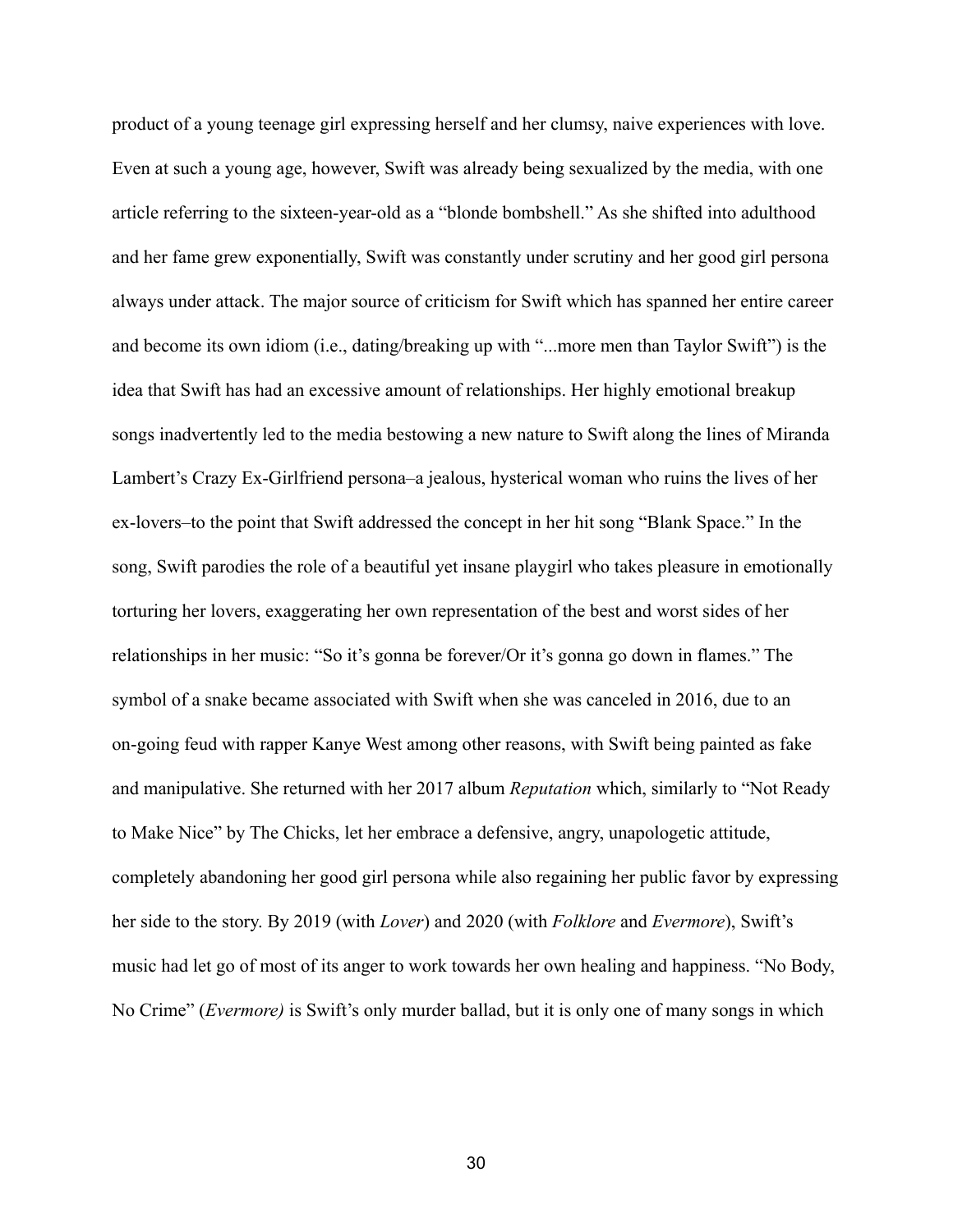product of a young teenage girl expressing herself and her clumsy, naive experiences with love. Even at such a young age, however, Swift was already being sexualized by the media, with one article referring to the sixteen-year-old as a "blonde bombshell." As she shifted into adulthood and her fame grew exponentially, Swift was constantly under scrutiny and her good girl persona always under attack. The major source of criticism for Swift which has spanned her entire career and become its own idiom (i.e., dating/breaking up with "...more men than Taylor Swift") is the idea that Swift has had an excessive amount of relationships. Her highly emotional breakup songs inadvertently led to the media bestowing a new nature to Swift along the lines of Miranda Lambert's Crazy Ex-Girlfriend persona–a jealous, hysterical woman who ruins the lives of her ex-lovers–to the point that Swift addressed the concept in her hit song "Blank Space." In the song, Swift parodies the role of a beautiful yet insane playgirl who takes pleasure in emotionally torturing her lovers, exaggerating her own representation of the best and worst sides of her relationships in her music: "So it's gonna be forever/Or it's gonna go down in flames." The symbol of a snake became associated with Swift when she was canceled in 2016, due to an on-going feud with rapper Kanye West among other reasons, with Swift being painted as fake and manipulative. She returned with her 2017 album *Reputation* which, similarly to "Not Ready to Make Nice" by The Chicks, let her embrace a defensive, angry, unapologetic attitude, completely abandoning her good girl persona while also regaining her public favor by expressing her side to the story. By 2019 (with *Lover*) and 2020 (with *Folklore* and *Evermore*), Swift's music had let go of most of its anger to work towards her own healing and happiness. "No Body, No Crime" (*Evermore)* is Swift's only murder ballad, but it is only one of many songs in which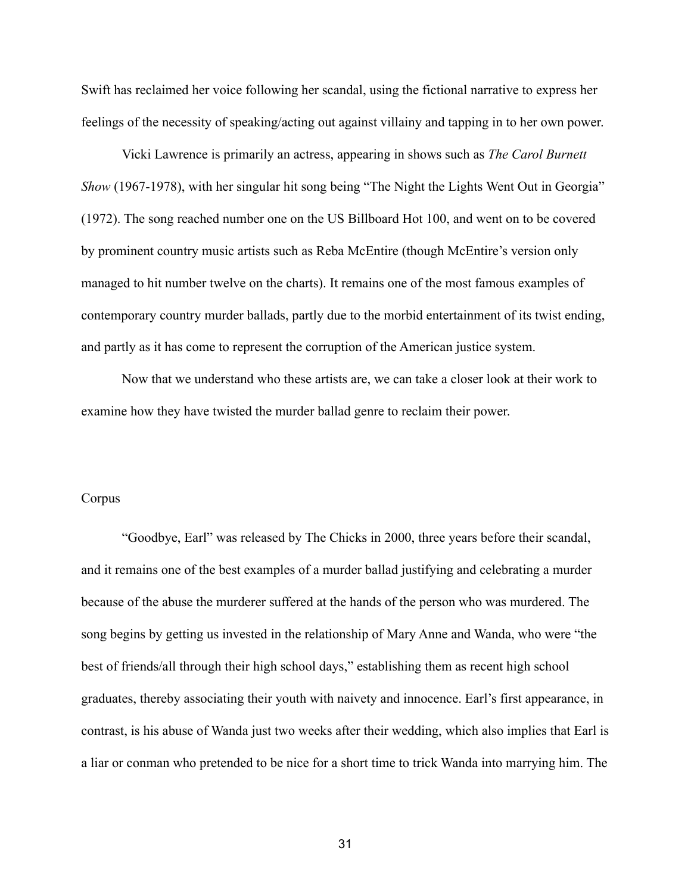Swift has reclaimed her voice following her scandal, using the fictional narrative to express her feelings of the necessity of speaking/acting out against villainy and tapping in to her own power.

Vicki Lawrence is primarily an actress, appearing in shows such as *The Carol Burnett Show* (1967-1978), with her singular hit song being "The Night the Lights Went Out in Georgia" (1972). The song reached number one on the US Billboard Hot 100, and went on to be covered by prominent country music artists such as Reba McEntire (though McEntire's version only managed to hit number twelve on the charts). It remains one of the most famous examples of contemporary country murder ballads, partly due to the morbid entertainment of its twist ending, and partly as it has come to represent the corruption of the American justice system.

Now that we understand who these artists are, we can take a closer look at their work to examine how they have twisted the murder ballad genre to reclaim their power.

## Corpus

"Goodbye, Earl" was released by The Chicks in 2000, three years before their scandal, and it remains one of the best examples of a murder ballad justifying and celebrating a murder because of the abuse the murderer suffered at the hands of the person who was murdered. The song begins by getting us invested in the relationship of Mary Anne and Wanda, who were "the best of friends/all through their high school days," establishing them as recent high school graduates, thereby associating their youth with naivety and innocence. Earl's first appearance, in contrast, is his abuse of Wanda just two weeks after their wedding, which also implies that Earl is a liar or conman who pretended to be nice for a short time to trick Wanda into marrying him. The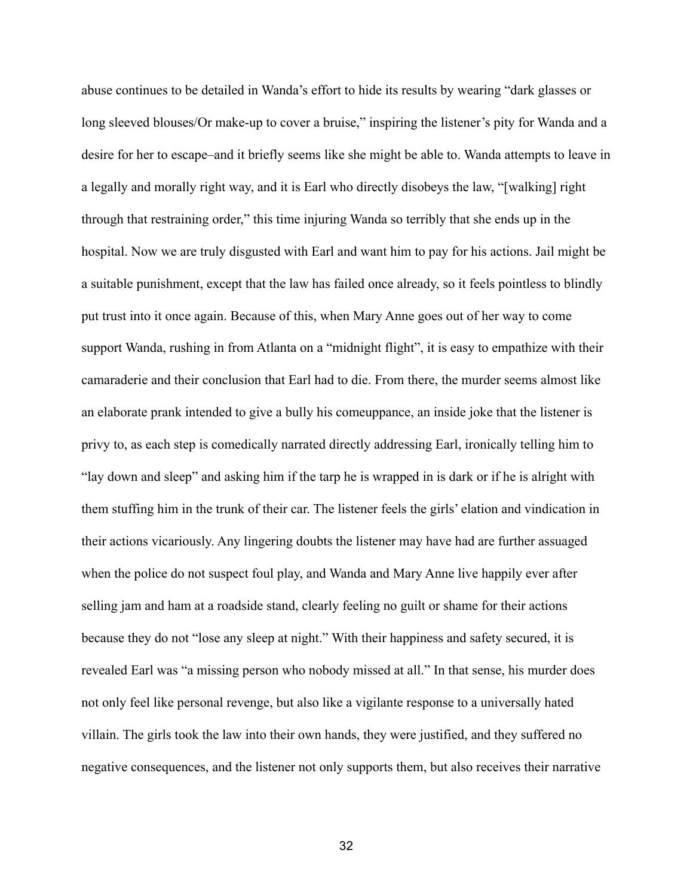abuse continues to be detailed in Wanda's effort to hide its results by wearing "dark glasses or long sleeved blouses/Or make-up to cover a bruise," inspiring the listener's pity for Wanda and a desire for her to escape–and it briefly seems like she might be able to. Wanda attempts to leave in a legally and morally right way, and it is Earl who directly disobeys the law, "[walking] right through that restraining order," this time injuring Wanda so terribly that she ends up in the hospital. Now we are truly disgusted with Earl and want him to pay for his actions. Jail might be a suitable punishment, except that the law has failed once already, so it feels pointless to blindly put trust into it once again. Because of this, when Mary Anne goes out of her way to come support Wanda, rushing in from Atlanta on a "midnight flight", it is easy to empathize with their camaraderie and their conclusion that Earl had to die. From there, the murder seems almost like an elaborate prank intended to give a bully his comeuppance, an inside joke that the listener is privy to, as each step is comedically narrated directly addressing Earl, ironically telling him to "lay down and sleep" and asking him if the tarp he is wrapped in is dark or if he is alright with them stuffing him in the trunk of their car. The listener feels the girls' elation and vindication in their actions vicariously. Any lingering doubts the listener may have had are further assuaged when the police do not suspect foul play, and Wanda and Mary Anne live happily ever after selling jam and ham at a roadside stand, clearly feeling no guilt or shame for their actions because they do not "lose any sleep at night." With their happiness and safety secured, it is revealed Earl was "a missing person who nobody missed at all." In that sense, his murder does not only feel like personal revenge, but also like a vigilante response to a universally hated villain. The girls took the law into their own hands, they were justified, and they suffered no negative consequences, and the listener not only supports them, but also receives their narrative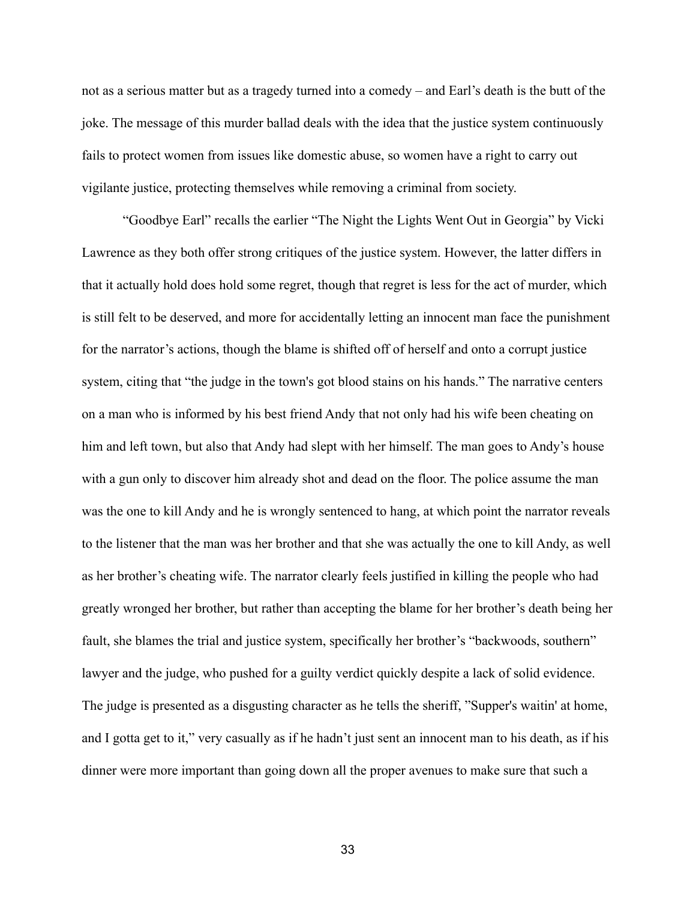not as a serious matter but as a tragedy turned into a comedy – and Earl's death is the butt of the joke. The message of this murder ballad deals with the idea that the justice system continuously fails to protect women from issues like domestic abuse, so women have a right to carry out vigilante justice, protecting themselves while removing a criminal from society.

"Goodbye Earl" recalls the earlier "The Night the Lights Went Out in Georgia" by Vicki Lawrence as they both offer strong critiques of the justice system. However, the latter differs in that it actually hold does hold some regret, though that regret is less for the act of murder, which is still felt to be deserved, and more for accidentally letting an innocent man face the punishment for the narrator's actions, though the blame is shifted off of herself and onto a corrupt justice system, citing that "the judge in the town's got blood stains on his hands." The narrative centers on a man who is informed by his best friend Andy that not only had his wife been cheating on him and left town, but also that Andy had slept with her himself. The man goes to Andy's house with a gun only to discover him already shot and dead on the floor. The police assume the man was the one to kill Andy and he is wrongly sentenced to hang, at which point the narrator reveals to the listener that the man was her brother and that she was actually the one to kill Andy, as well as her brother's cheating wife. The narrator clearly feels justified in killing the people who had greatly wronged her brother, but rather than accepting the blame for her brother's death being her fault, she blames the trial and justice system, specifically her brother's "backwoods, southern" lawyer and the judge, who pushed for a guilty verdict quickly despite a lack of solid evidence. The judge is presented as a disgusting character as he tells the sheriff, "Supper's waitin' at home, and I gotta get to it," very casually as if he hadn't just sent an innocent man to his death, as if his dinner were more important than going down all the proper avenues to make sure that such a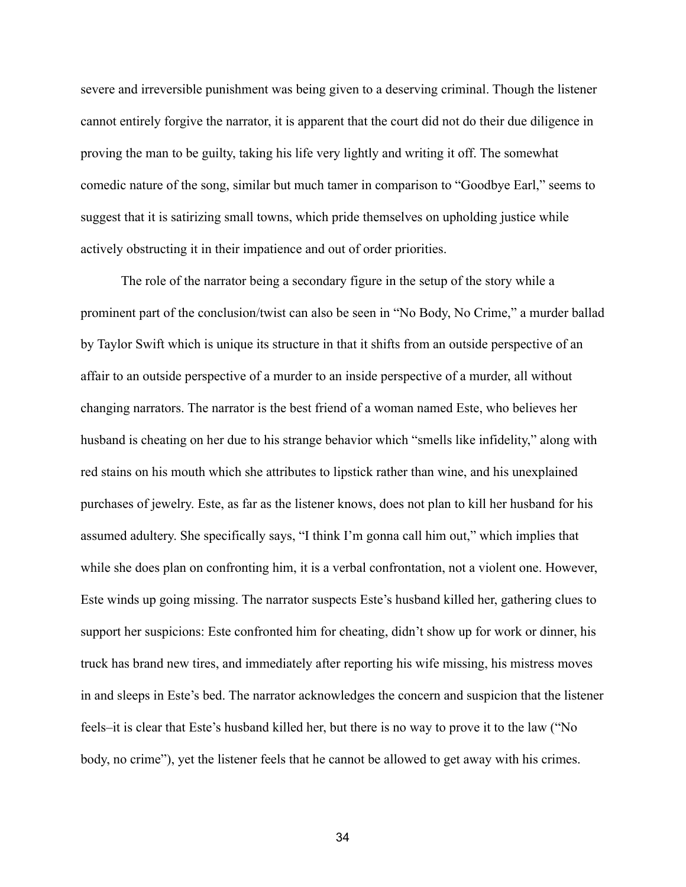severe and irreversible punishment was being given to a deserving criminal. Though the listener cannot entirely forgive the narrator, it is apparent that the court did not do their due diligence in proving the man to be guilty, taking his life very lightly and writing it off. The somewhat comedic nature of the song, similar but much tamer in comparison to "Goodbye Earl," seems to suggest that it is satirizing small towns, which pride themselves on upholding justice while actively obstructing it in their impatience and out of order priorities.

The role of the narrator being a secondary figure in the setup of the story while a prominent part of the conclusion/twist can also be seen in "No Body, No Crime," a murder ballad by Taylor Swift which is unique its structure in that it shifts from an outside perspective of an affair to an outside perspective of a murder to an inside perspective of a murder, all without changing narrators. The narrator is the best friend of a woman named Este, who believes her husband is cheating on her due to his strange behavior which "smells like infidelity," along with red stains on his mouth which she attributes to lipstick rather than wine, and his unexplained purchases of jewelry. Este, as far as the listener knows, does not plan to kill her husband for his assumed adultery. She specifically says, "I think I'm gonna call him out," which implies that while she does plan on confronting him, it is a verbal confrontation, not a violent one. However, Este winds up going missing. The narrator suspects Este's husband killed her, gathering clues to support her suspicions: Este confronted him for cheating, didn't show up for work or dinner, his truck has brand new tires, and immediately after reporting his wife missing, his mistress moves in and sleeps in Este's bed. The narrator acknowledges the concern and suspicion that the listener feels–it is clear that Este's husband killed her, but there is no way to prove it to the law ("No body, no crime"), yet the listener feels that he cannot be allowed to get away with his crimes.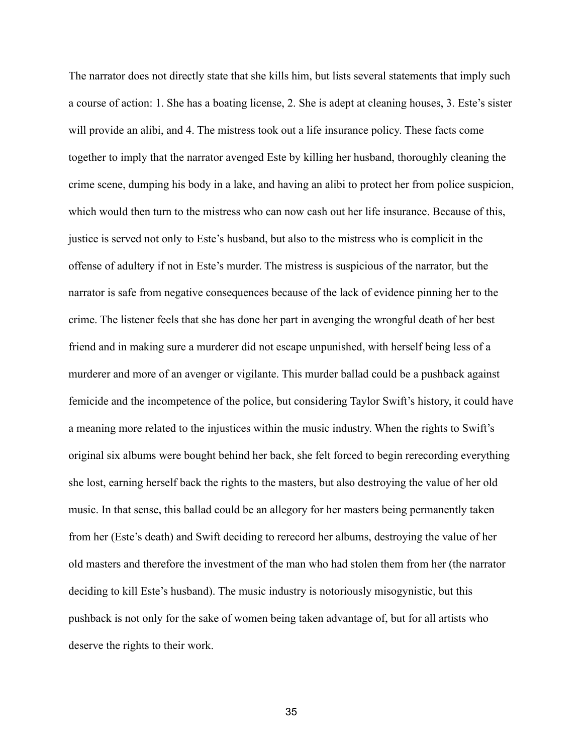The narrator does not directly state that she kills him, but lists several statements that imply such a course of action: 1. She has a boating license, 2. She is adept at cleaning houses, 3. Este's sister will provide an alibi, and 4. The mistress took out a life insurance policy. These facts come together to imply that the narrator avenged Este by killing her husband, thoroughly cleaning the crime scene, dumping his body in a lake, and having an alibi to protect her from police suspicion, which would then turn to the mistress who can now cash out her life insurance. Because of this, justice is served not only to Este's husband, but also to the mistress who is complicit in the offense of adultery if not in Este's murder. The mistress is suspicious of the narrator, but the narrator is safe from negative consequences because of the lack of evidence pinning her to the crime. The listener feels that she has done her part in avenging the wrongful death of her best friend and in making sure a murderer did not escape unpunished, with herself being less of a murderer and more of an avenger or vigilante. This murder ballad could be a pushback against femicide and the incompetence of the police, but considering Taylor Swift's history, it could have a meaning more related to the injustices within the music industry. When the rights to Swift's original six albums were bought behind her back, she felt forced to begin rerecording everything she lost, earning herself back the rights to the masters, but also destroying the value of her old music. In that sense, this ballad could be an allegory for her masters being permanently taken from her (Este's death) and Swift deciding to rerecord her albums, destroying the value of her old masters and therefore the investment of the man who had stolen them from her (the narrator deciding to kill Este's husband). The music industry is notoriously misogynistic, but this pushback is not only for the sake of women being taken advantage of, but for all artists who deserve the rights to their work.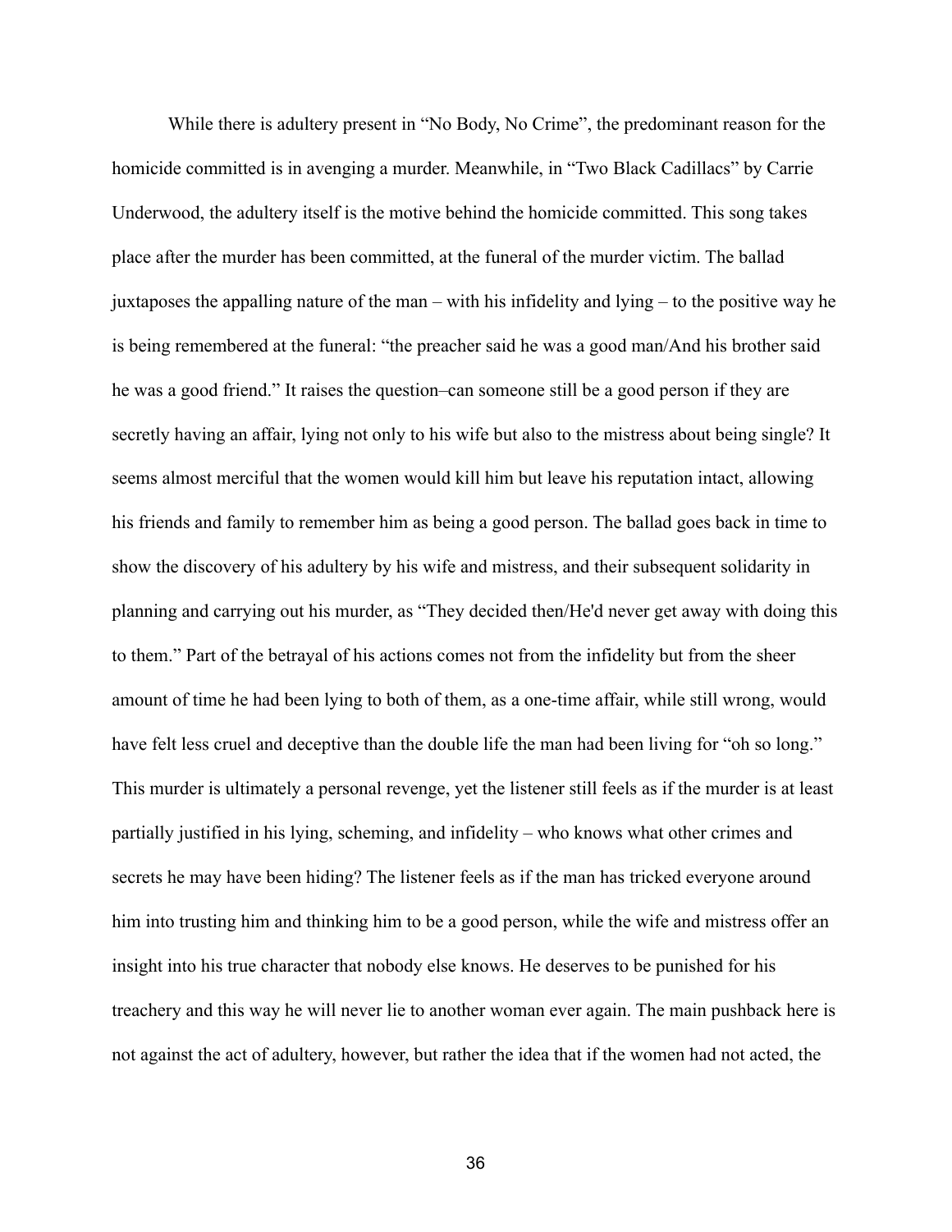While there is adultery present in “No Body, No Crime”, the predominant reason for the homicide committed is in avenging a murder. Meanwhile, in “Two Black Cadillacs” by Carrie Underwood, the adultery itself is the motive behind the homicide committed. This song takes place after the murder has been committed, at the funeral of the murder victim. The ballad juxtaposes the appalling nature of the man – with his infidelity and lying – to the positive way he is being remembered at the funeral: “the preacher said he was a good man/And his brother said he was a good friend.” It raises the question–can someone still be a good person if they are secretly having an affair, lying not only to his wife but also to the mistress about being single? It seems almost merciful that the women would kill him but leave his reputation intact, allowing his friends and family to remember him as being a good person. The ballad goes back in time to show the discovery of his adultery by his wife and mistress, and their subsequent solidarity in planning and carrying out his murder, as “They decided then/He'd never get away with doing this to them.” Part of the betrayal of his actions comes not from the infidelity but from the sheer amount of time he had been lying to both of them, as a one-time affair, while still wrong, would have felt less cruel and deceptive than the double life the man had been living for “oh so long.” This murder is ultimately a personal revenge, yet the listener still feels as if the murder is at least partially justified in his lying, scheming, and infidelity – who knows what other crimes and secrets he may have been hiding? The listener feels as if the man has tricked everyone around him into trusting him and thinking him to be a good person, while the wife and mistress offer an insight into his true character that nobody else knows. He deserves to be punished for his treachery and this way he will never lie to another woman ever again. The main pushback here is not against the act of adultery, however, but rather the idea that if the women had not acted, the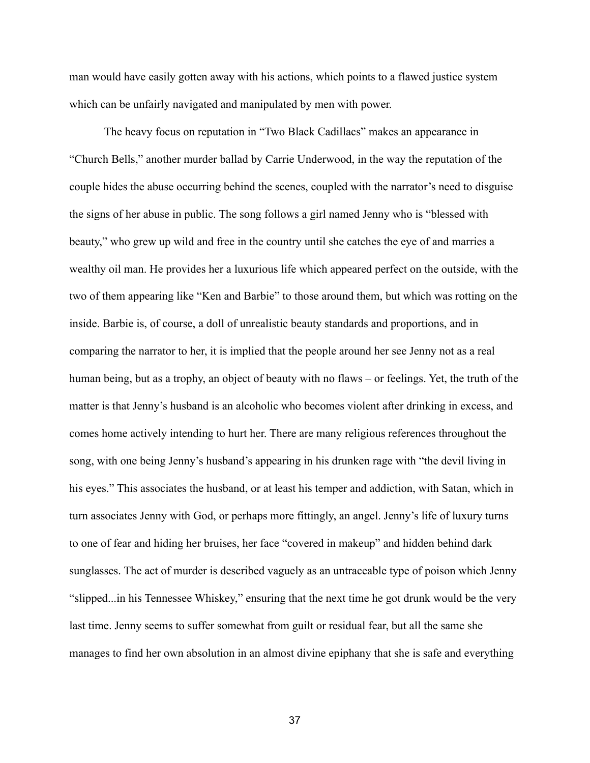man would have easily gotten away with his actions, which points to a flawed justice system which can be unfairly navigated and manipulated by men with power.

The heavy focus on reputation in "Two Black Cadillacs" makes an appearance in "Church Bells," another murder ballad by Carrie Underwood, in the way the reputation of the couple hides the abuse occurring behind the scenes, coupled with the narrator's need to disguise the signs of her abuse in public. The song follows a girl named Jenny who is "blessed with beauty," who grew up wild and free in the country until she catches the eye of and marries a wealthy oil man. He provides her a luxurious life which appeared perfect on the outside, with the two of them appearing like "Ken and Barbie" to those around them, but which was rotting on the inside. Barbie is, of course, a doll of unrealistic beauty standards and proportions, and in comparing the narrator to her, it is implied that the people around her see Jenny not as a real human being, but as a trophy, an object of beauty with no flaws – or feelings. Yet, the truth of the matter is that Jenny's husband is an alcoholic who becomes violent after drinking in excess, and comes home actively intending to hurt her. There are many religious references throughout the song, with one being Jenny's husband's appearing in his drunken rage with "the devil living in his eyes." This associates the husband, or at least his temper and addiction, with Satan, which in turn associates Jenny with God, or perhaps more fittingly, an angel. Jenny's life of luxury turns to one of fear and hiding her bruises, her face "covered in makeup" and hidden behind dark sunglasses. The act of murder is described vaguely as an untraceable type of poison which Jenny "slipped...in his Tennessee Whiskey," ensuring that the next time he got drunk would be the very last time. Jenny seems to suffer somewhat from guilt or residual fear, but all the same she manages to find her own absolution in an almost divine epiphany that she is safe and everything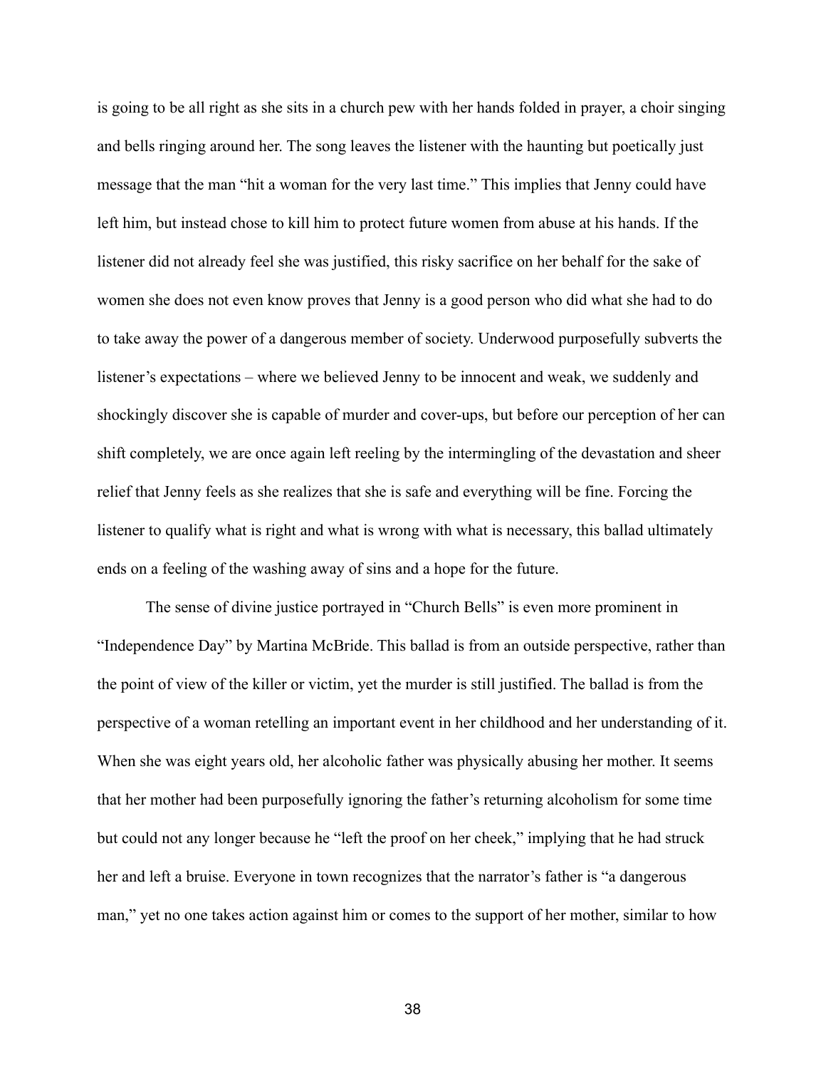is going to be all right as she sits in a church pew with her hands folded in prayer, a choir singing and bells ringing around her. The song leaves the listener with the haunting but poetically just message that the man "hit a woman for the very last time." This implies that Jenny could have left him, but instead chose to kill him to protect future women from abuse at his hands. If the listener did not already feel she was justified, this risky sacrifice on her behalf for the sake of women she does not even know proves that Jenny is a good person who did what she had to do to take away the power of a dangerous member of society. Underwood purposefully subverts the listener's expectations – where we believed Jenny to be innocent and weak, we suddenly and shockingly discover she is capable of murder and cover-ups, but before our perception of her can shift completely, we are once again left reeling by the intermingling of the devastation and sheer relief that Jenny feels as she realizes that she is safe and everything will be fine. Forcing the listener to qualify what is right and what is wrong with what is necessary, this ballad ultimately ends on a feeling of the washing away of sins and a hope for the future.

The sense of divine justice portrayed in "Church Bells" is even more prominent in "Independence Day" by Martina McBride. This ballad is from an outside perspective, rather than the point of view of the killer or victim, yet the murder is still justified. The ballad is from the perspective of a woman retelling an important event in her childhood and her understanding of it. When she was eight years old, her alcoholic father was physically abusing her mother. It seems that her mother had been purposefully ignoring the father's returning alcoholism for some time but could not any longer because he "left the proof on her cheek," implying that he had struck her and left a bruise. Everyone in town recognizes that the narrator's father is "a dangerous man," yet no one takes action against him or comes to the support of her mother, similar to how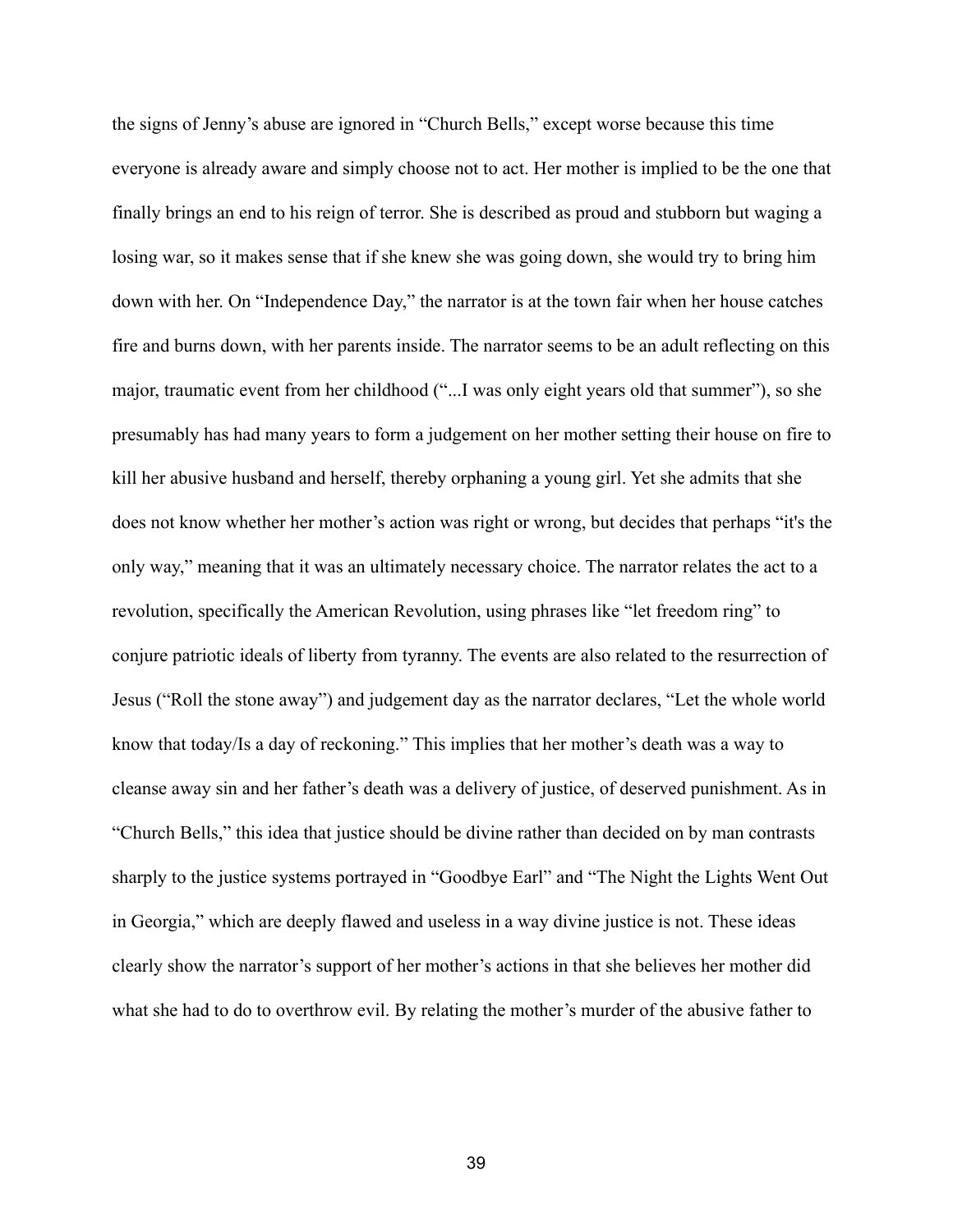the signs of Jenny's abuse are ignored in "Church Bells," except worse because this time everyone is already aware and simply choose not to act. Her mother is implied to be the one that finally brings an end to his reign of terror. She is described as proud and stubborn but waging a losing war, so it makes sense that if she knew she was going down, she would try to bring him down with her. On "Independence Day," the narrator is at the town fair when her house catches fire and burns down, with her parents inside. The narrator seems to be an adult reflecting on this major, traumatic event from her childhood ("...I was only eight years old that summer"), so she presumably has had many years to form a judgement on her mother setting their house on fire to kill her abusive husband and herself, thereby orphaning a young girl. Yet she admits that she does not know whether her mother's action was right or wrong, but decides that perhaps "it's the only way," meaning that it was an ultimately necessary choice. The narrator relates the act to a revolution, specifically the American Revolution, using phrases like "let freedom ring" to conjure patriotic ideals of liberty from tyranny. The events are also related to the resurrection of Jesus ("Roll the stone away") and judgement day as the narrator declares, "Let the whole world know that today/Is a day of reckoning." This implies that her mother's death was a way to cleanse away sin and her father's death was a delivery of justice, of deserved punishment. As in "Church Bells," this idea that justice should be divine rather than decided on by man contrasts sharply to the justice systems portrayed in "Goodbye Earl" and "The Night the Lights Went Out in Georgia," which are deeply flawed and useless in a way divine justice is not. These ideas clearly show the narrator's support of her mother's actions in that she believes her mother did what she had to do to overthrow evil. By relating the mother's murder of the abusive father to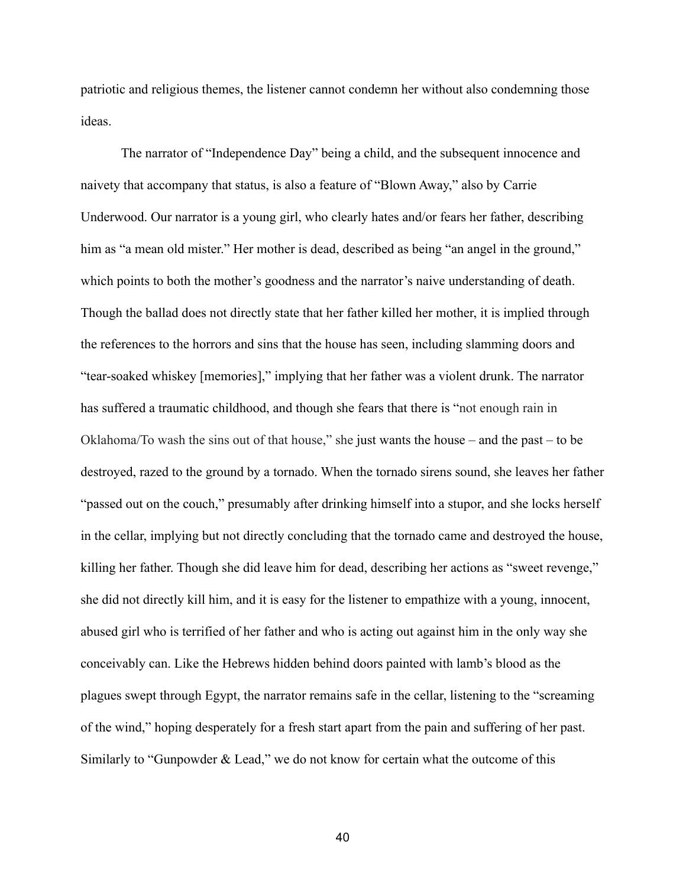patriotic and religious themes, the listener cannot condemn her without also condemning those ideas.

The narrator of "Independence Day" being a child, and the subsequent innocence and naivety that accompany that status, is also a feature of "Blown Away," also by Carrie Underwood. Our narrator is a young girl, who clearly hates and/or fears her father, describing him as "a mean old mister." Her mother is dead, described as being "an angel in the ground," which points to both the mother's goodness and the narrator's naive understanding of death. Though the ballad does not directly state that her father killed her mother, it is implied through the references to the horrors and sins that the house has seen, including slamming doors and "tear-soaked whiskey [memories]," implying that her father was a violent drunk. The narrator has suffered a traumatic childhood, and though she fears that there is "not enough rain in Oklahoma/To wash the sins out of that house," she just wants the house – and the past – to be destroyed, razed to the ground by a tornado. When the tornado sirens sound, she leaves her father "passed out on the couch," presumably after drinking himself into a stupor, and she locks herself in the cellar, implying but not directly concluding that the tornado came and destroyed the house, killing her father. Though she did leave him for dead, describing her actions as "sweet revenge," she did not directly kill him, and it is easy for the listener to empathize with a young, innocent, abused girl who is terrified of her father and who is acting out against him in the only way she conceivably can. Like the Hebrews hidden behind doors painted with lamb's blood as the plagues swept through Egypt, the narrator remains safe in the cellar, listening to the "screaming of the wind," hoping desperately for a fresh start apart from the pain and suffering of her past. Similarly to "Gunpowder & Lead," we do not know for certain what the outcome of this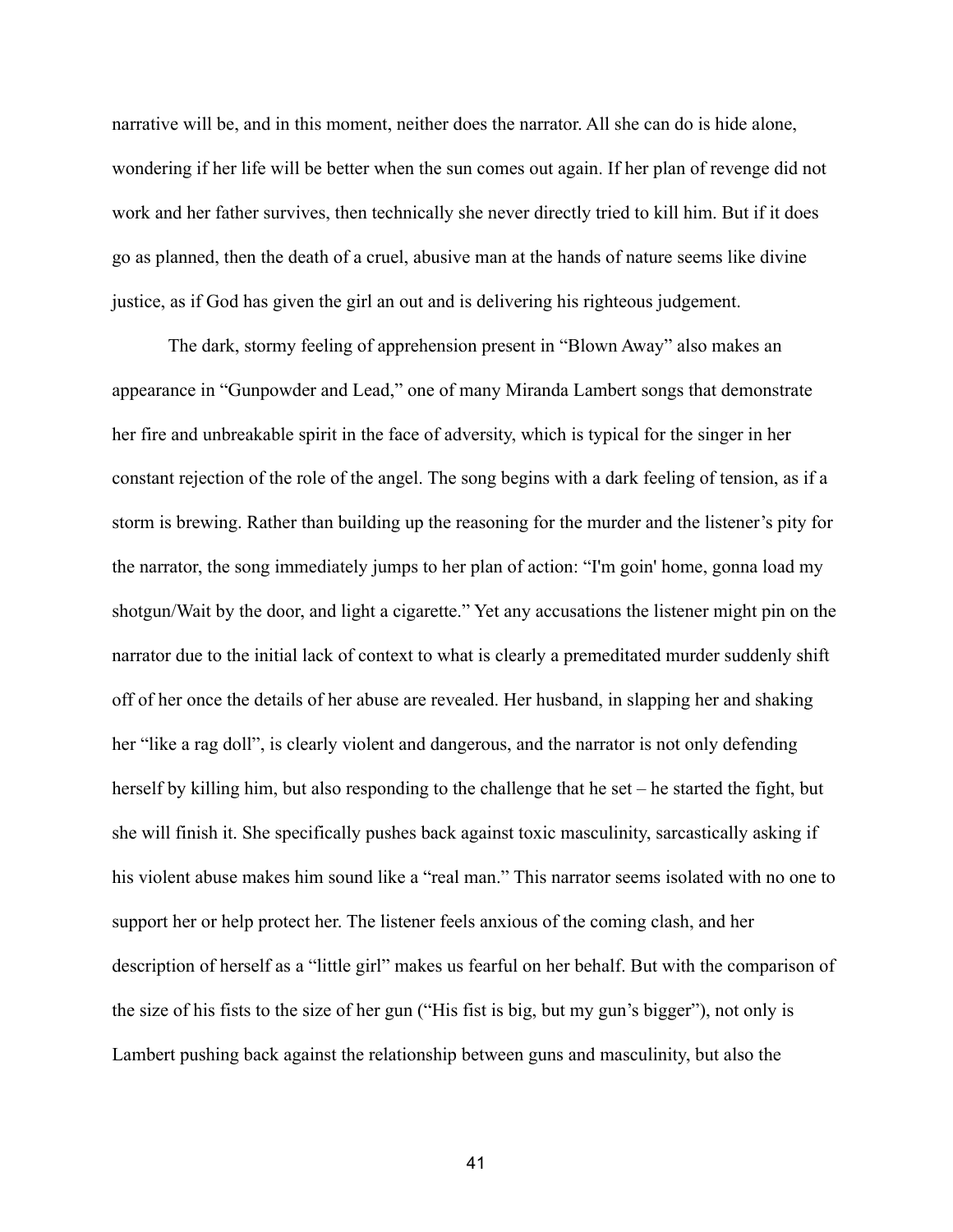narrative will be, and in this moment, neither does the narrator. All she can do is hide alone, wondering if her life will be better when the sun comes out again. If her plan of revenge did not work and her father survives, then technically she never directly tried to kill him. But if it does go as planned, then the death of a cruel, abusive man at the hands of nature seems like divine justice, as if God has given the girl an out and is delivering his righteous judgement.

The dark, stormy feeling of apprehension present in "Blown Away" also makes an appearance in "Gunpowder and Lead," one of many Miranda Lambert songs that demonstrate her fire and unbreakable spirit in the face of adversity, which is typical for the singer in her constant rejection of the role of the angel. The song begins with a dark feeling of tension, as if a storm is brewing. Rather than building up the reasoning for the murder and the listener's pity for the narrator, the song immediately jumps to her plan of action: "I'm goin' home, gonna load my shotgun/Wait by the door, and light a cigarette." Yet any accusations the listener might pin on the narrator due to the initial lack of context to what is clearly a premeditated murder suddenly shift off of her once the details of her abuse are revealed. Her husband, in slapping her and shaking her "like a rag doll", is clearly violent and dangerous, and the narrator is not only defending herself by killing him, but also responding to the challenge that he set – he started the fight, but she will finish it. She specifically pushes back against toxic masculinity, sarcastically asking if his violent abuse makes him sound like a "real man." This narrator seems isolated with no one to support her or help protect her. The listener feels anxious of the coming clash, and her description of herself as a "little girl" makes us fearful on her behalf. But with the comparison of the size of his fists to the size of her gun ("His fist is big, but my gun's bigger"), not only is Lambert pushing back against the relationship between guns and masculinity, but also the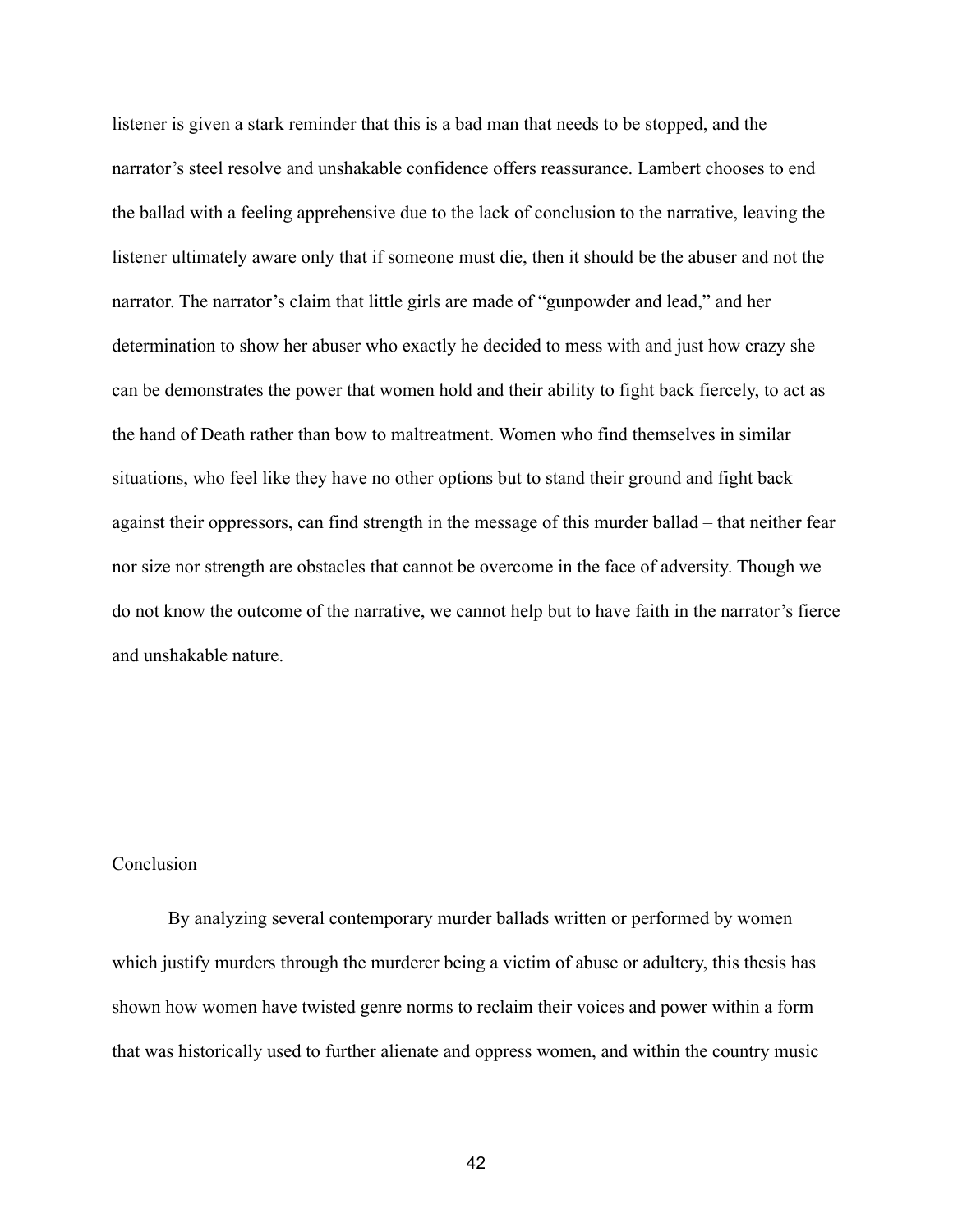listener is given a stark reminder that this is a bad man that needs to be stopped, and the narrator's steel resolve and unshakable confidence offers reassurance. Lambert chooses to end the ballad with a feeling apprehensive due to the lack of conclusion to the narrative, leaving the listener ultimately aware only that if someone must die, then it should be the abuser and not the narrator. The narrator's claim that little girls are made of "gunpowder and lead," and her determination to show her abuser who exactly he decided to mess with and just how crazy she can be demonstrates the power that women hold and their ability to fight back fiercely, to act as the hand of Death rather than bow to maltreatment. Women who find themselves in similar situations, who feel like they have no other options but to stand their ground and fight back against their oppressors, can find strength in the message of this murder ballad – that neither fear nor size nor strength are obstacles that cannot be overcome in the face of adversity. Though we do not know the outcome of the narrative, we cannot help but to have faith in the narrator's fierce and unshakable nature.

## Conclusion

By analyzing several contemporary murder ballads written or performed by women which justify murders through the murderer being a victim of abuse or adultery, this thesis has shown how women have twisted genre norms to reclaim their voices and power within a form that was historically used to further alienate and oppress women, and within the country music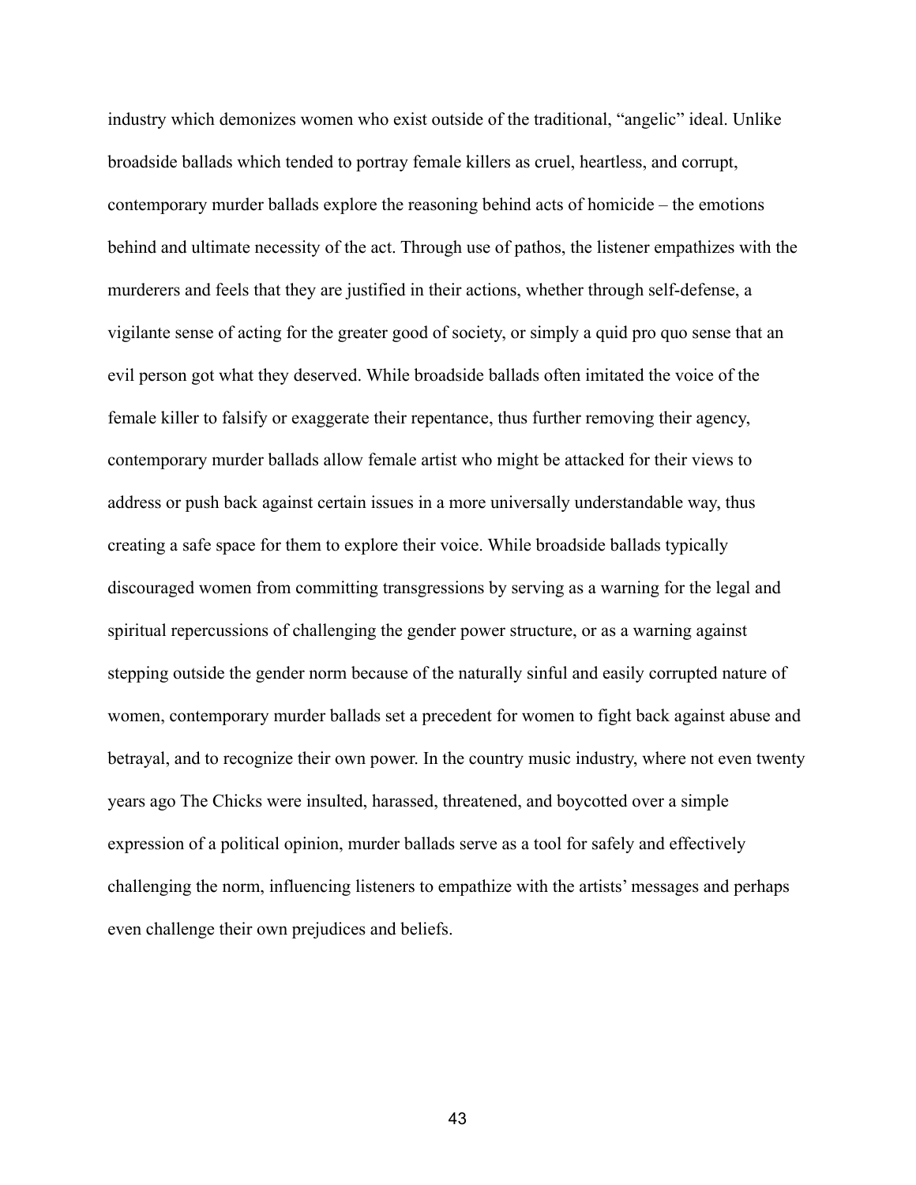industry which demonizes women who exist outside of the traditional, "angelic" ideal. Unlike broadside ballads which tended to portray female killers as cruel, heartless, and corrupt, contemporary murder ballads explore the reasoning behind acts of homicide – the emotions behind and ultimate necessity of the act. Through use of pathos, the listener empathizes with the murderers and feels that they are justified in their actions, whether through self-defense, a vigilante sense of acting for the greater good of society, or simply a quid pro quo sense that an evil person got what they deserved. While broadside ballads often imitated the voice of the female killer to falsify or exaggerate their repentance, thus further removing their agency, contemporary murder ballads allow female artist who might be attacked for their views to address or push back against certain issues in a more universally understandable way, thus creating a safe space for them to explore their voice. While broadside ballads typically discouraged women from committing transgressions by serving as a warning for the legal and spiritual repercussions of challenging the gender power structure, or as a warning against stepping outside the gender norm because of the naturally sinful and easily corrupted nature of women, contemporary murder ballads set a precedent for women to fight back against abuse and betrayal, and to recognize their own power. In the country music industry, where not even twenty years ago The Chicks were insulted, harassed, threatened, and boycotted over a simple expression of a political opinion, murder ballads serve as a tool for safely and effectively challenging the norm, influencing listeners to empathize with the artists' messages and perhaps even challenge their own prejudices and beliefs.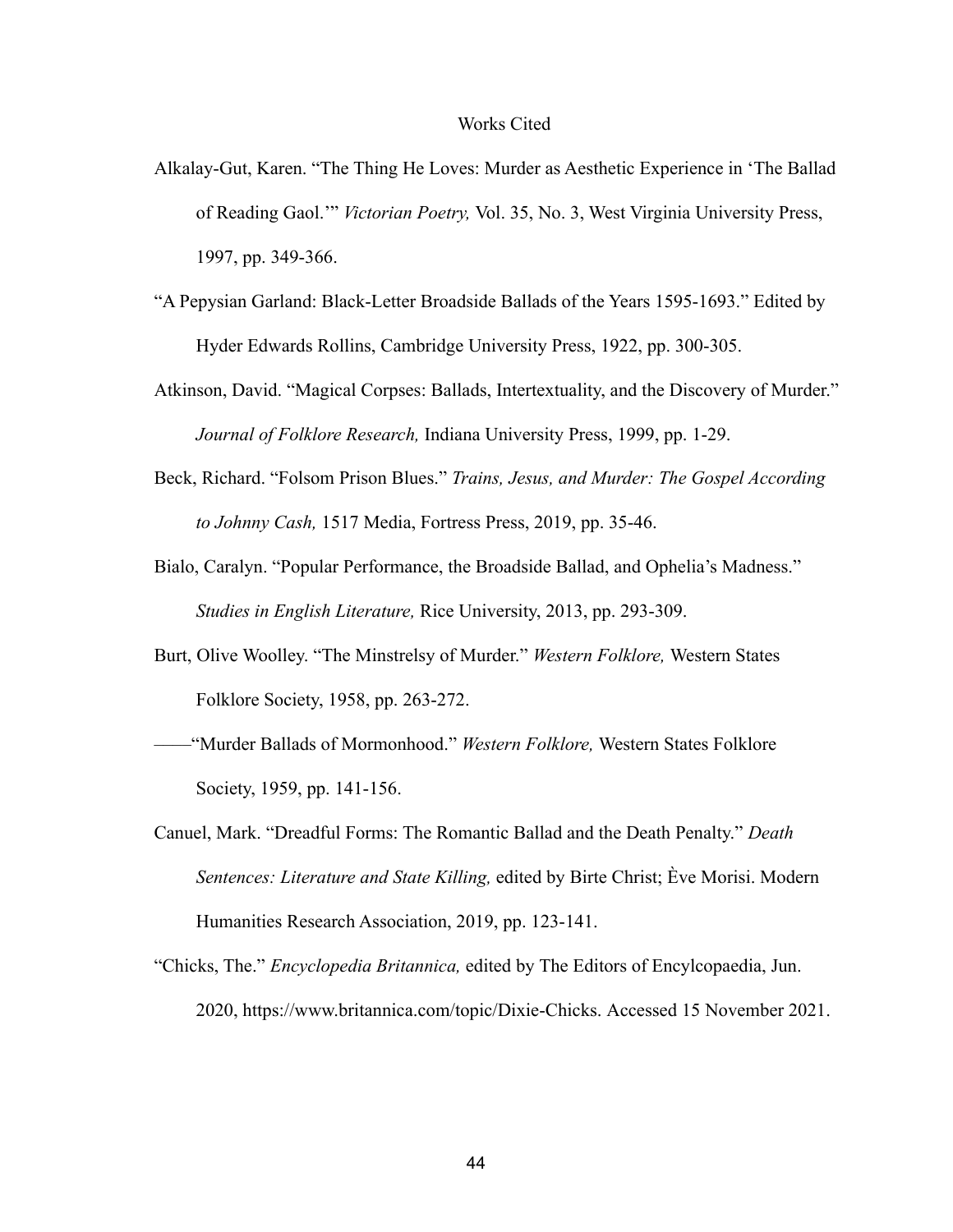# Works Cited

Alkalay-Gut, Karen. "The Thing He Loves: Murder as Aesthetic Experience in 'The Ballad of Reading Gaol.'" *Victorian Poetry,* Vol. 35, No. 3, West Virginia University Press, 1997, pp. 349-366.

"A Pepysian Garland: Black-Letter Broadside Ballads of the Years 1595-1693." Edited by Hyder Edwards Rollins, Cambridge University Press, 1922, pp. 300-305.

Atkinson, David. "Magical Corpses: Ballads, Intertextuality, and the Discovery of Murder." *Journal of Folklore Research,* Indiana University Press, 1999, pp. 1-29.

Beck, Richard. "Folsom Prison Blues." *Trains, Jesus, and Murder: The Gospel According to Johnny Cash,* 1517 Media, Fortress Press, 2019, pp. 35-46.

Bialo, Caralyn. "Popular Performance, the Broadside Ballad, and Ophelia's Madness." *Studies in English Literature,* Rice University, 2013, pp. 293-309.

Burt, Olive Woolley. "The Minstrelsy of Murder." *Western Folklore,* Western States Folklore Society, 1958, pp. 263-272.

——"Murder Ballads of Mormonhood." *Western Folklore,* Western States Folklore Society, 1959, pp. 141-156.

Canuel, Mark. "Dreadful Forms: The Romantic Ballad and the Death Penalty." *Death Sentences: Literature and State Killing,* edited by Birte Christ; Ève Morisi. Modern Humanities Research Association, 2019, pp. 123-141.

"Chicks, The." *Encyclopedia Britannica,* edited by The Editors of Encylcopaedia, Jun. 2020, https://www.britannica.com/topic/Dixie-Chicks. Accessed 15 November 2021.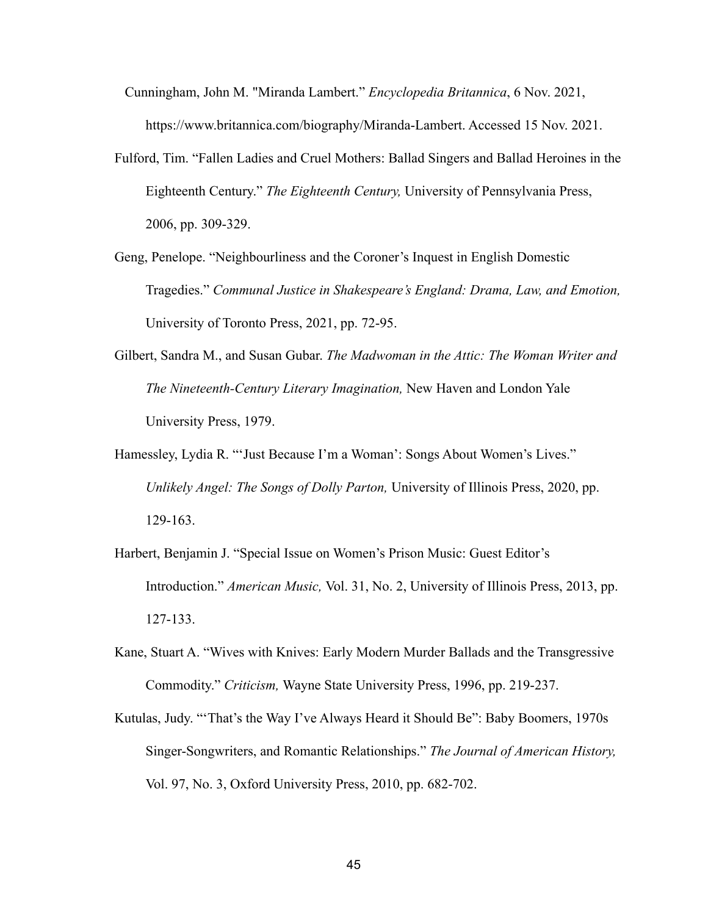Cunningham, John M. "Miranda Lambert." *Encyclopedia Britannica*, 6 Nov. 2021, https://www.britannica.com/biography/Miranda-Lambert. Accessed 15 Nov. 2021.

Fulford, Tim. "Fallen Ladies and Cruel Mothers: Ballad Singers and Ballad Heroines in the Eighteenth Century." *The Eighteenth Century,* University of Pennsylvania Press, 2006, pp. 309-329.

Geng, Penelope. "Neighbourliness and the Coroner's Inquest in English Domestic Tragedies." *Communal Justice in Shakespeare's England: Drama, Law, and Emotion,* University of Toronto Press, 2021, pp. 72-95.

Gilbert, Sandra M., and Susan Gubar. *The Madwoman in the Attic: The Woman Writer and The Nineteenth-Century Literary Imagination,* New Haven and London Yale University Press, 1979.

Hamessley, Lydia R. "'Just Because I'm a Woman': Songs About Women's Lives." *Unlikely Angel: The Songs of Dolly Parton,* University of Illinois Press, 2020, pp. 129-163.

Harbert, Benjamin J. "Special Issue on Women's Prison Music: Guest Editor's Introduction." *American Music,* Vol. 31, No. 2, University of Illinois Press, 2013, pp. 127-133.

Kane, Stuart A. "Wives with Knives: Early Modern Murder Ballads and the Transgressive Commodity." *Criticism,* Wayne State University Press, 1996, pp. 219-237.

Kutulas, Judy. "'That's the Way I've Always Heard it Should Be": Baby Boomers, 1970s Singer-Songwriters, and Romantic Relationships." *The Journal of American History,* Vol. 97, No. 3, Oxford University Press, 2010, pp. 682-702.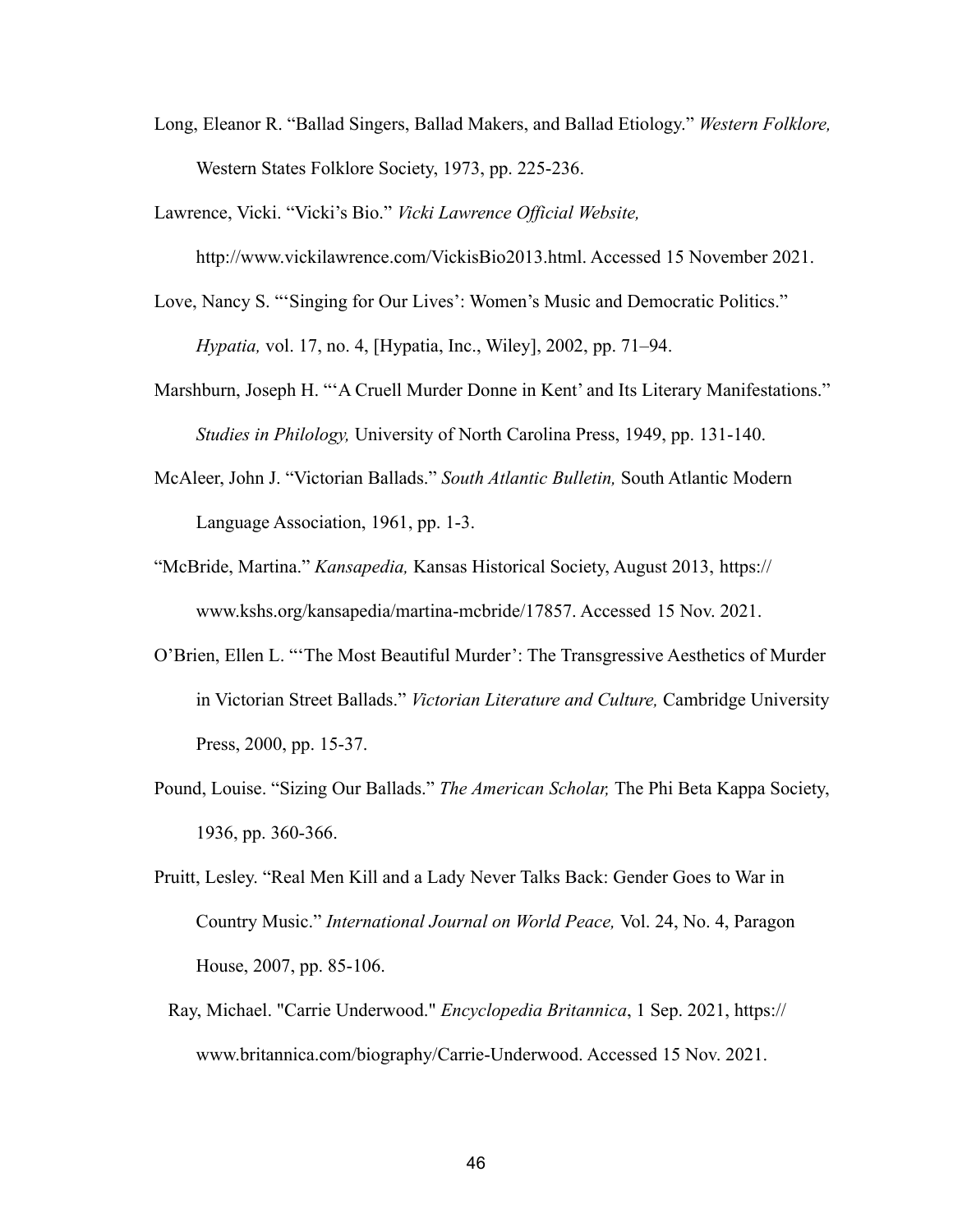Long, Eleanor R. “Ballad Singers, Ballad Makers, and Ballad Etiology.” *Western Folklore,* Western States Folklore Society, 1973, pp. 225-236.

Lawrence, Vicki. “Vicki’s Bio.” *Vicki Lawrence Official Website,* http://www.vickilawrence.com/VickisBio2013.html. Accessed 15 November 2021.

Love, Nancy S. “‘Singing for Our Lives’: Women’s Music and Democratic Politics.” *Hypatia,* vol. 17, no. 4, [Hypatia, Inc., Wiley], 2002, pp. 71–94.

Marshburn, Joseph H. “‘A Cruell Murder Donne in Kent’ and Its Literary Manifestations.” *Studies in Philology,* University of North Carolina Press, 1949, pp. 131-140.

McAleer, John J. “Victorian Ballads.” *South Atlantic Bulletin,* South Atlantic Modern Language Association, 1961, pp. 1-3.

“McBride, Martina.” *Kansapedia,* Kansas Historical Society, August 2013, https://www.kshs.org/kansapedia/martina-mcbride/17857. Accessed 15 Nov. 2021.

O’Brien, Ellen L. “‘The Most Beautiful Murder’: The Transgressive Aesthetics of Murder in Victorian Street Ballads.” *Victorian Literature and Culture,* Cambridge University Press, 2000, pp. 15-37.

Pound, Louise. “Sizing Our Ballads.” *The American Scholar,* The Phi Beta Kappa Society, 1936, pp. 360-366.

Pruitt, Lesley. “Real Men Kill and a Lady Never Talks Back: Gender Goes to War in Country Music.” *International Journal on World Peace,* Vol. 24, No. 4, Paragon House, 2007, pp. 85-106.

Ray, Michael. "Carrie Underwood." *Encyclopedia Britannica*, 1 Sep. 2021, https://www.britannica.com/biography/Carrie-Underwood. Accessed 15 Nov. 2021.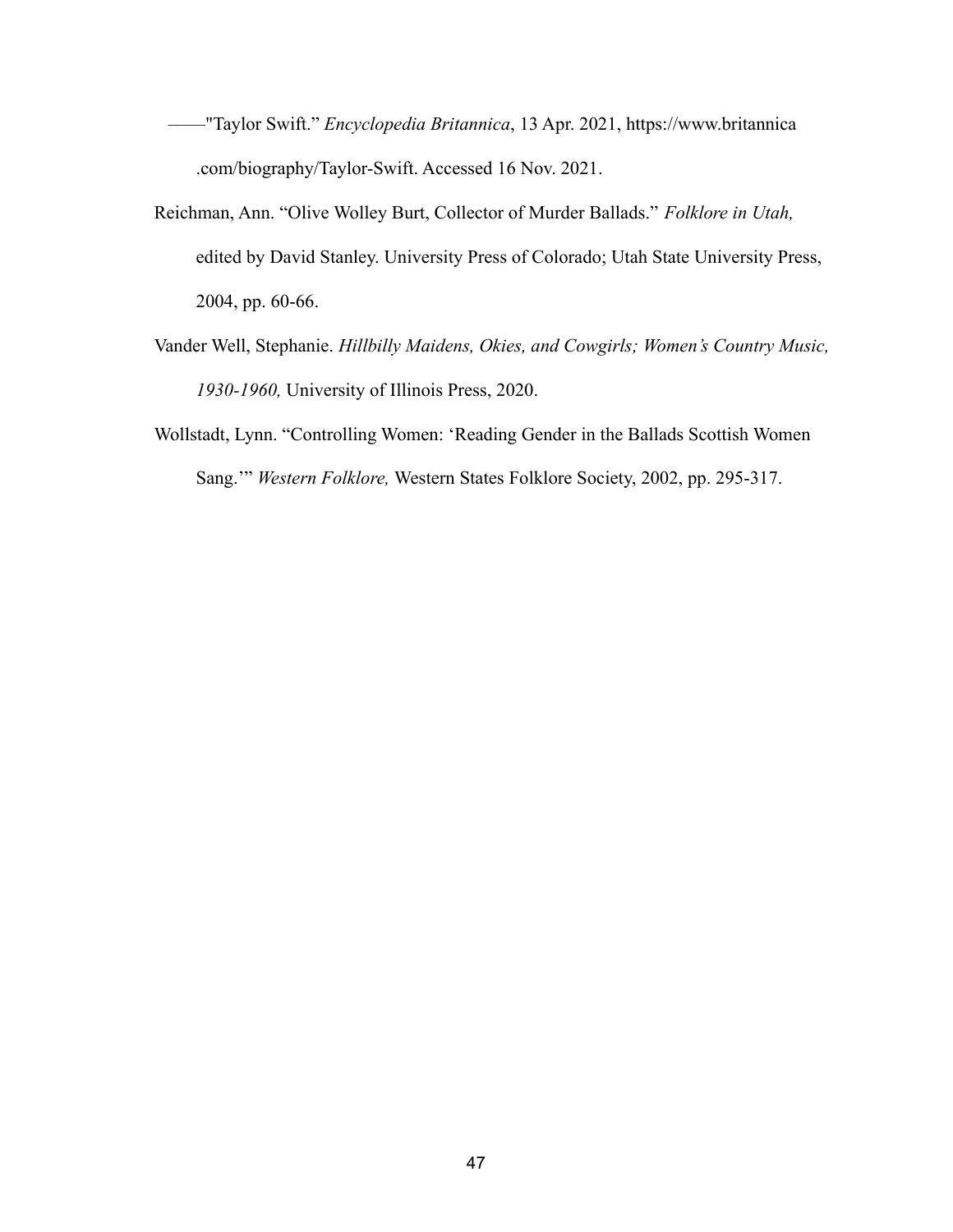——"Taylor Swift." *Encyclopedia Britannica*, 13 Apr. 2021, https://www.britannica.com/biography/Taylor-Swift. Accessed 16 Nov. 2021.

Reichman, Ann. "Olive Wolley Burt, Collector of Murder Ballads." *Folklore in Utah,* edited by David Stanley. University Press of Colorado; Utah State University Press, 2004, pp. 60-66.

Vander Well, Stephanie. *Hillbilly Maidens, Okies, and Cowgirls; Women's Country Music, 1930-1960,* University of Illinois Press, 2020.

Wollstadt, Lynn. "Controlling Women: 'Reading Gender in the Ballads Scottish Women Sang.'" *Western Folklore,* Western States Folklore Society, 2002, pp. 295-317.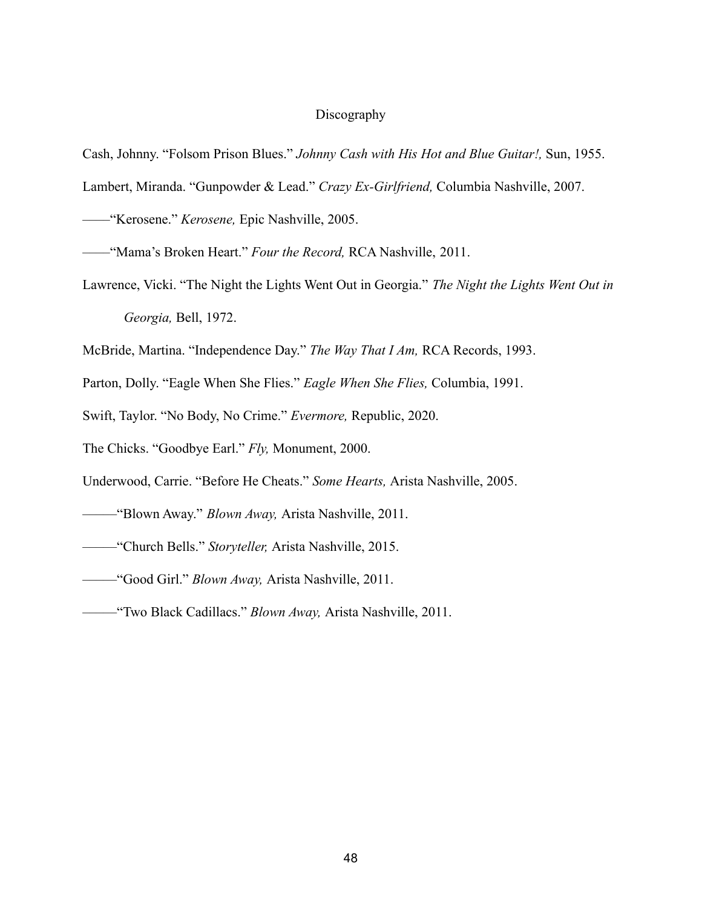# Discography

Cash, Johnny. "Folsom Prison Blues." *Johnny Cash with His Hot and Blue Guitar!,* Sun, 1955.

Lambert, Miranda. "Gunpowder & Lead." *Crazy Ex-Girlfriend,* Columbia Nashville, 2007.

——"Kerosene." *Kerosene,* Epic Nashville, 2005.

——"Mama's Broken Heart." *Four the Record,* RCA Nashville, 2011.

Lawrence, Vicki. "The Night the Lights Went Out in Georgia." *The Night the Lights Went Out in Georgia,* Bell, 1972.

McBride, Martina. "Independence Day." *The Way That I Am,* RCA Records, 1993.

Parton, Dolly. "Eagle When She Flies." *Eagle When She Flies,* Columbia, 1991.

Swift, Taylor. "No Body, No Crime." *Evermore,* Republic, 2020.

The Chicks. "Goodbye Earl." *Fly,* Monument, 2000.

Underwood, Carrie. "Before He Cheats." *Some Hearts,* Arista Nashville, 2005.

———"Blown Away." *Blown Away,* Arista Nashville, 2011.

———"Church Bells." *Storyteller,* Arista Nashville, 2015.

———"Good Girl." *Blown Away,* Arista Nashville, 2011.

———"Two Black Cadillacs." *Blown Away,* Arista Nashville, 2011.